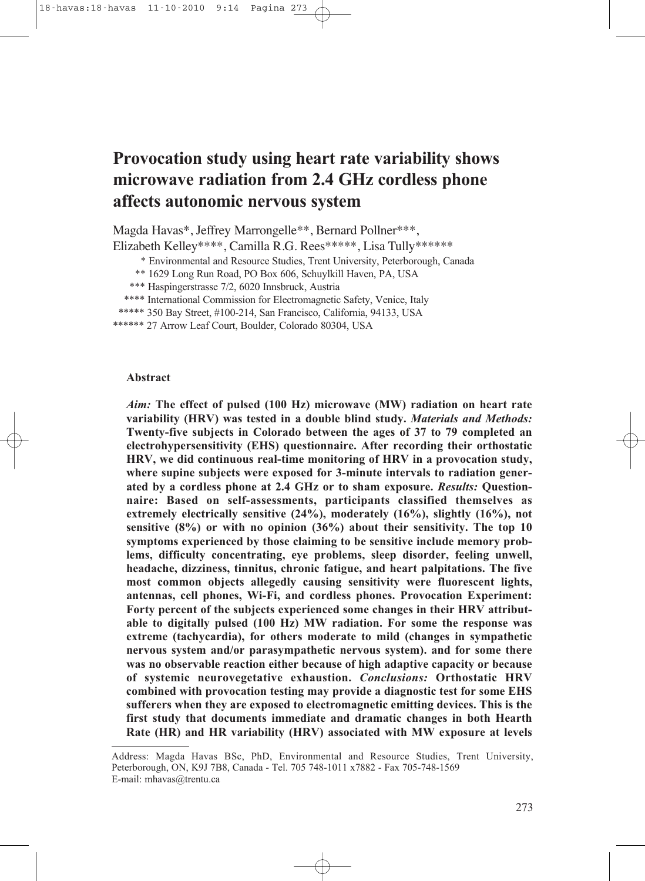# Provocation study using heart rate variability shows microwave radiation from 2.4 GHz cordless phone affects autonomic nervous system

Magda Havas*, Jeffrey Marrongelle**, Bernard Pollner***, Elizabeth Kelley****, Camilla R.G. Rees*****, Lisa Tully******

\* Environmental and Resource Studies, Trent University, Peterborough, Canada

\** 1629 Long Run Road, PO Box 606, Schuylkill Haven, PA, USA

\*** Haspingerstrasse 7/2, 6020 Innsbruck, Austria

\**** International Commission for Electromagnetic Safety, Venice, Italy

\***** 350 Bay Street, #100-214, San Francisco, California, 94133, USA

\****** 27 Arrow Leaf Court, Boulder, Colorado 80304, USA

## Abstract

***Aim:*** **The effect of pulsed (100 Hz) microwave (MW) radiation on heart rate variability (HRV) was tested in a double blind study.** ***Materials and Methods:*** **Twenty-five subjects in Colorado between the ages of 37 to 79 completed an electrohypersensitivity (EHS) questionnaire. After recording their orthostatic HRV, we did continuous real-time monitoring of HRV in a provocation study, where supine subjects were exposed for 3-minute intervals to radiation generated by a cordless phone at 2.4 GHz or to sham exposure.** ***Results:*** **Questionnaire: Based on self-assessments, participants classified themselves as extremely electrically sensitive (24%), moderately (16%), slightly (16%), not sensitive (8%) or with no opinion (36%) about their sensitivity. The top 10 symptoms experienced by those claiming to be sensitive include memory problems, difficulty concentrating, eye problems, sleep disorder, feeling unwell, headache, dizziness, tinnitus, chronic fatigue, and heart palpitations. The five most common objects allegedly causing sensitivity were fluorescent lights, antennas, cell phones, Wi-Fi, and cordless phones. Provocation Experiment: Forty percent of the subjects experienced some changes in their HRV attributable to digitally pulsed (100 Hz) MW radiation. For some the response was extreme (tachycardia), for others moderate to mild (changes in sympathetic nervous system and/or parasympathetic nervous system). and for some there was no observable reaction either because of high adaptive capacity or because of systemic neurovegetative exhaustion.** ***Conclusions:*** **Orthostatic HRV combined with provocation testing may provide a diagnostic test for some EHS sufferers when they are exposed to electromagnetic emitting devices. This is the first study that documents immediate and dramatic changes in both Hearth Rate (HR) and HR variability (HRV) associated with MW exposure at levels**

Address: Magda Havas BSc, PhD, Environmental and Resource Studies, Trent University, Peterborough, ON, K9J 7B8, Canada - Tel. 705 748-1011 x7882 - Fax 705-748-1569
E-mail: mhavas@trentu.ca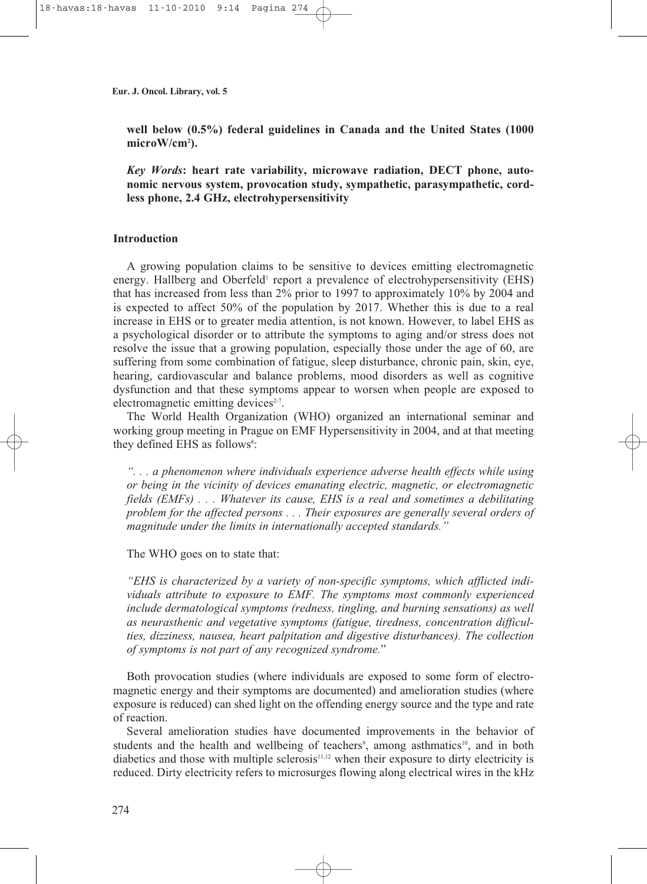**well below (0.5%) federal guidelines in Canada and the United States (1000 microW/cm$^2$).**

***Key Words*: heart rate variability, microwave radiation, DECT phone, autonomic nervous system, provocation study, sympathetic, parasympathetic, cordless phone, 2.4 GHz, electrohypersensitivity**

## Introduction

A growing population claims to be sensitive to devices emitting electromagnetic energy. Hallberg and Oberfeld[1] report a prevalence of electrohypersensitivity (EHS) that has increased from less than 2% prior to 1997 to approximately 10% by 2004 and is expected to affect 50% of the population by 2017. Whether this is due to a real increase in EHS or to greater media attention, is not known. However, to label EHS as a psychological disorder or to attribute the symptoms to aging and/or stress does not resolve the issue that a growing population, especially those under the age of 60, are suffering from some combination of fatigue, sleep disturbance, chronic pain, skin, eye, hearing, cardiovascular and balance problems, mood disorders as well as cognitive dysfunction and that these symptoms appear to worsen when people are exposed to electromagnetic emitting devices[2-7].

The World Health Organization (WHO) organized an international seminar and working group meeting in Prague on EMF Hypersensitivity in 2004, and at that meeting they defined EHS as follows[8]:

*". . . a phenomenon where individuals experience adverse health effects while using or being in the vicinity of devices emanating electric, magnetic, or electromagnetic fields (EMFs) . . . Whatever its cause, EHS is a real and sometimes a debilitating problem for the affected persons . . . Their exposures are generally several orders of magnitude under the limits in internationally accepted standards."*

The WHO goes on to state that:

*"EHS is characterized by a variety of non-specific symptoms, which afflicted individuals attribute to exposure to EMF. The symptoms most commonly experienced include dermatological symptoms (redness, tingling, and burning sensations) as well as neurasthenic and vegetative symptoms (fatigue, tiredness, concentration difficulties, dizziness, nausea, heart palpitation and digestive disturbances). The collection of symptoms is not part of any recognized syndrome.*"

Both provocation studies (where individuals are exposed to some form of electromagnetic energy and their symptoms are documented) and amelioration studies (where exposure is reduced) can shed light on the offending energy source and the type and rate of reaction.

Several amelioration studies have documented improvements in the behavior of students and the health and wellbeing of teachers[9], among asthmatics[10], and in both diabetics and those with multiple sclerosis[11,12] when their exposure to dirty electricity is reduced. Dirty electricity refers to microsurges flowing along electrical wires in the kHz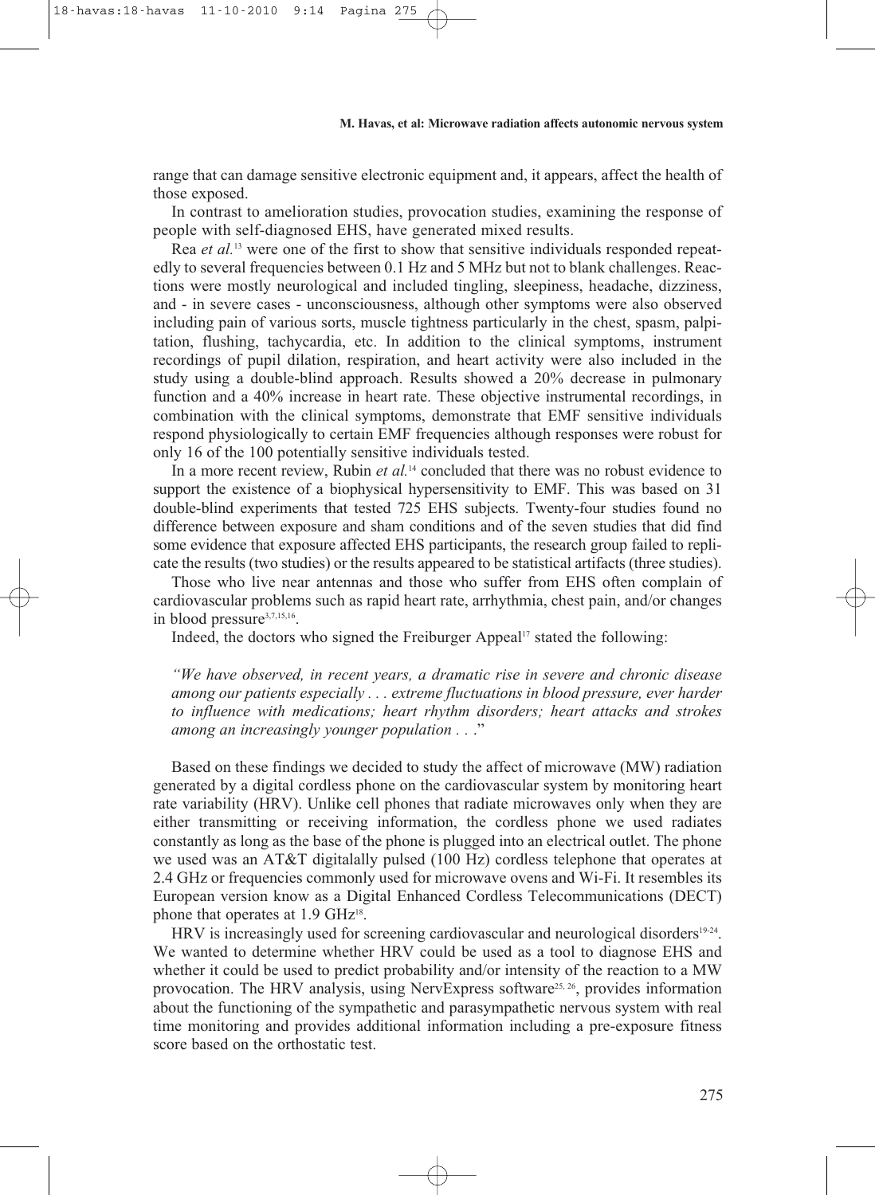range that can damage sensitive electronic equipment and, it appears, affect the health of those exposed.

In contrast to amelioration studies, provocation studies, examining the response of people with self-diagnosed EHS, have generated mixed results.

Rea *et al.*[13] were one of the first to show that sensitive individuals responded repeatedly to several frequencies between 0.1 Hz and 5 MHz but not to blank challenges. Reactions were mostly neurological and included tingling, sleepiness, headache, dizziness, and - in severe cases - unconsciousness, although other symptoms were also observed including pain of various sorts, muscle tightness particularly in the chest, spasm, palpitation, flushing, tachycardia, etc. In addition to the clinical symptoms, instrument recordings of pupil dilation, respiration, and heart activity were also included in the study using a double-blind approach. Results showed a 20% decrease in pulmonary function and a 40% increase in heart rate. These objective instrumental recordings, in combination with the clinical symptoms, demonstrate that EMF sensitive individuals respond physiologically to certain EMF frequencies although responses were robust for only 16 of the 100 potentially sensitive individuals tested.

In a more recent review, Rubin *et al.*[14] concluded that there was no robust evidence to support the existence of a biophysical hypersensitivity to EMF. This was based on 31 double-blind experiments that tested 725 EHS subjects. Twenty-four studies found no difference between exposure and sham conditions and of the seven studies that did find some evidence that exposure affected EHS participants, the research group failed to replicate the results (two studies) or the results appeared to be statistical artifacts (three studies).

Those who live near antennas and those who suffer from EHS often complain of cardiovascular problems such as rapid heart rate, arrhythmia, chest pain, and/or changes in blood pressure[3,7,15,16].

Indeed, the doctors who signed the Freiburger Appeal[17] stated the following:

> *"We have observed, in recent years, a dramatic rise in severe and chronic disease among our patients especially . . . extreme fluctuations in blood pressure, ever harder to influence with medications; heart rhythm disorders; heart attacks and strokes among an increasingly younger population . . ."*

Based on these findings we decided to study the affect of microwave (MW) radiation generated by a digital cordless phone on the cardiovascular system by monitoring heart rate variability (HRV). Unlike cell phones that radiate microwaves only when they are either transmitting or receiving information, the cordless phone we used radiates constantly as long as the base of the phone is plugged into an electrical outlet. The phone we used was an AT&T digitalally pulsed (100 Hz) cordless telephone that operates at 2.4 GHz or frequencies commonly used for microwave ovens and Wi-Fi. It resembles its European version know as a Digital Enhanced Cordless Telecommunications (DECT) phone that operates at 1.9 GHz[18].

HRV is increasingly used for screening cardiovascular and neurological disorders[19-24]. We wanted to determine whether HRV could be used as a tool to diagnose EHS and whether it could be used to predict probability and/or intensity of the reaction to a MW provocation. The HRV analysis, using NervExpress software[25,26], provides information about the functioning of the sympathetic and parasympathetic nervous system with real time monitoring and provides additional information including a pre-exposure fitness score based on the orthostatic test.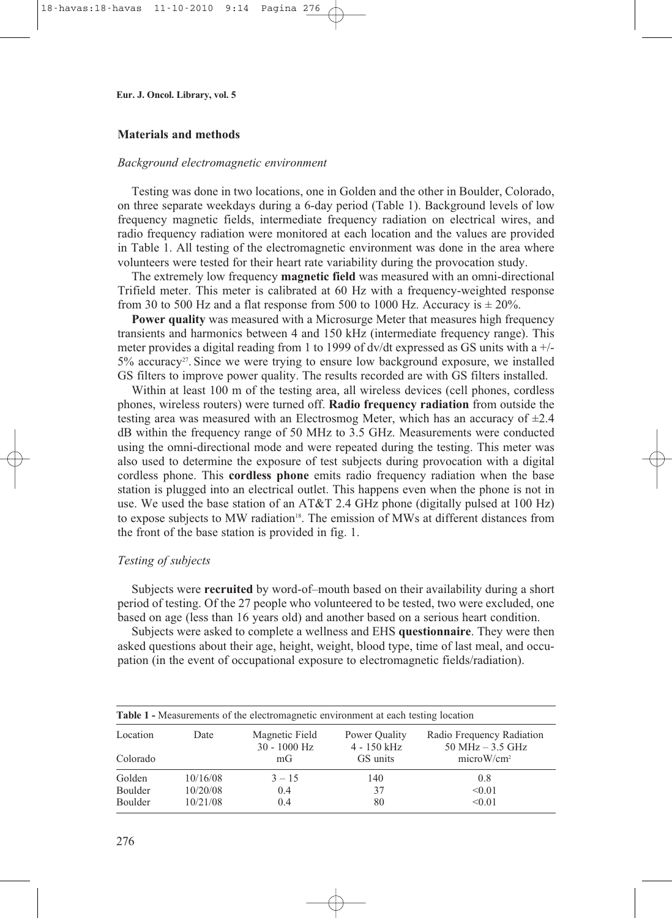## Materials and methods

### *Background electromagnetic environment*

Testing was done in two locations, one in Golden and the other in Boulder, Colorado, on three separate weekdays during a 6-day period (Table 1). Background levels of low frequency magnetic fields, intermediate frequency radiation on electrical wires, and radio frequency radiation were monitored at each location and the values are provided in Table 1. All testing of the electromagnetic environment was done in the area where volunteers were tested for their heart rate variability during the provocation study.

The extremely low frequency **magnetic field** was measured with an omni-directional Trifield meter. This meter is calibrated at 60 Hz with a frequency-weighted response from 30 to 500 Hz and a flat response from 500 to 1000 Hz. Accuracy is $\pm$ 20%.

**Power quality** was measured with a Microsurge Meter that measures high frequency transients and harmonics between 4 and 150 kHz (intermediate frequency range). This meter provides a digital reading from 1 to 1999 of dv/dt expressed as GS units with a +/- 5% accuracy[27]. Since we were trying to ensure low background exposure, we installed GS filters to improve power quality. The results recorded are with GS filters installed.

Within at least 100 m of the testing area, all wireless devices (cell phones, cordless phones, wireless routers) were turned off. **Radio frequency radiation** from outside the testing area was measured with an Electrosmog Meter, which has an accuracy of $\pm$2.4 dB within the frequency range of 50 MHz to 3.5 GHz. Measurements were conducted using the omni-directional mode and were repeated during the testing. This meter was also used to determine the exposure of test subjects during provocation with a digital cordless phone. This **cordless phone** emits radio frequency radiation when the base station is plugged into an electrical outlet. This happens even when the phone is not in use. We used the base station of an AT&T 2.4 GHz phone (digitally pulsed at 100 Hz) to expose subjects to MW radiation[18]. The emission of MWs at different distances from the front of the base station is provided in fig. 1.

### *Testing of subjects*

Subjects were **recruited** by word-of–mouth based on their availability during a short period of testing. Of the 27 people who volunteered to be tested, two were excluded, one based on age (less than 16 years old) and another based on a serious heart condition.

Subjects were asked to complete a wellness and EHS **questionnaire**. They were then asked questions about their age, height, weight, blood type, time of last meal, and occupation (in the event of occupational exposure to electromagnetic fields/radiation).

**Table 1 -** Measurements of the electromagnetic environment at each testing location

| Location<br>Colorado | Date | Magnetic Field<br>30 - 1000 Hz<br>mG | Power Quality<br>4 - 150 kHz<br>GS units | Radio Frequency Radiation<br>50 MHz – 3.5 GHz<br>microW/cm$^2$ |
|---|---|---|---|---|
| Golden | 10/16/08 | 3 – 15 | 140 | 0.8 |
| Boulder | 10/20/08 | 0.4 | 37 | <0.01 |
| Boulder | 10/21/08 | 0.4 | 80 | <0.01 |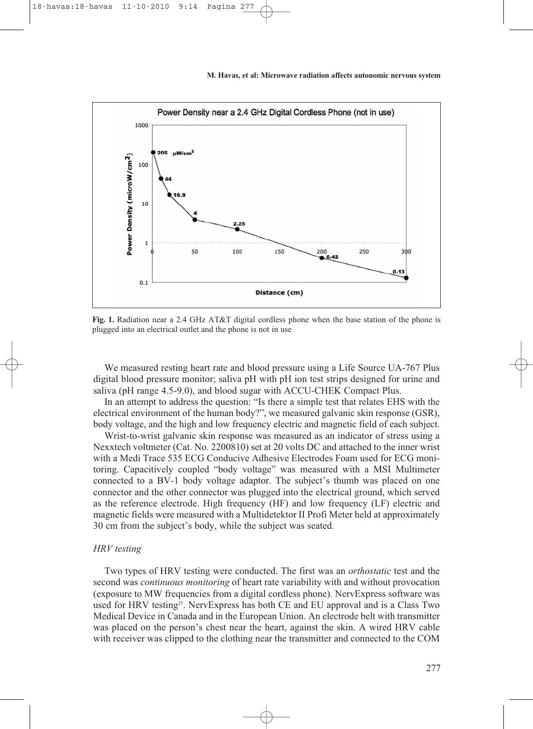Power Density near a 2.4 GHz Digital Cordless Phone (not in use)

Power Density (microW/cm$^2$)

1000

100

10

1

0.1

205 μW/cm$^2$

44

16.9

4

2.25

0.42

0.13

0

50

100

150

200

250

300

Distance (cm)

**Fig. 1.** Radiation near a 2.4 GHz AT&T digital cordless phone when the base station of the phone is plugged into an electrical outlet and the phone is not in use

We measured resting heart rate and blood pressure using a Life Source UA-767 Plus digital blood pressure monitor; saliva pH with pH ion test strips designed for urine and saliva (pH range 4.5-9.0), and blood sugar with ACCU-CHEK Compact Plus.

In an attempt to address the question: "Is there a simple test that relates EHS with the electrical environment of the human body?", we measured galvanic skin response (GSR), body voltage, and the high and low frequency electric and magnetic field of each subject.

Wrist-to-wrist galvanic skin response was measured as an indicator of stress using a Nexxtech voltmeter (Cat. No. 2200810) set at 20 volts DC and attached to the inner wrist with a Medi Trace 535 ECG Conducive Adhesive Electrodes Foam used for ECG monitoring. Capacitively coupled "body voltage" was measured with a MSI Multimeter connected to a BV-1 body voltage adaptor. The subject's thumb was placed on one connector and the other connector was plugged into the electrical ground, which served as the reference electrode. High frequency (HF) and low frequency (LF) electric and magnetic fields were measured with a Multidetektor II Profi Meter held at approximately 30 cm from the subject's body, while the subject was seated.

### *HRV testing*

Two types of HRV testing were conducted. The first was an *orthostatic* test and the second was *continuous monitoring* of heart rate variability with and without provocation (exposure to MW frequencies from a digital cordless phone). NervExpress software was used for HRV testing[25]. NervExpress has both CE and EU approval and is a Class Two Medical Device in Canada and in the European Union. An electrode belt with transmitter was placed on the person's chest near the heart, against the skin. A wired HRV cable with receiver was clipped to the clothing near the transmitter and connected to the COM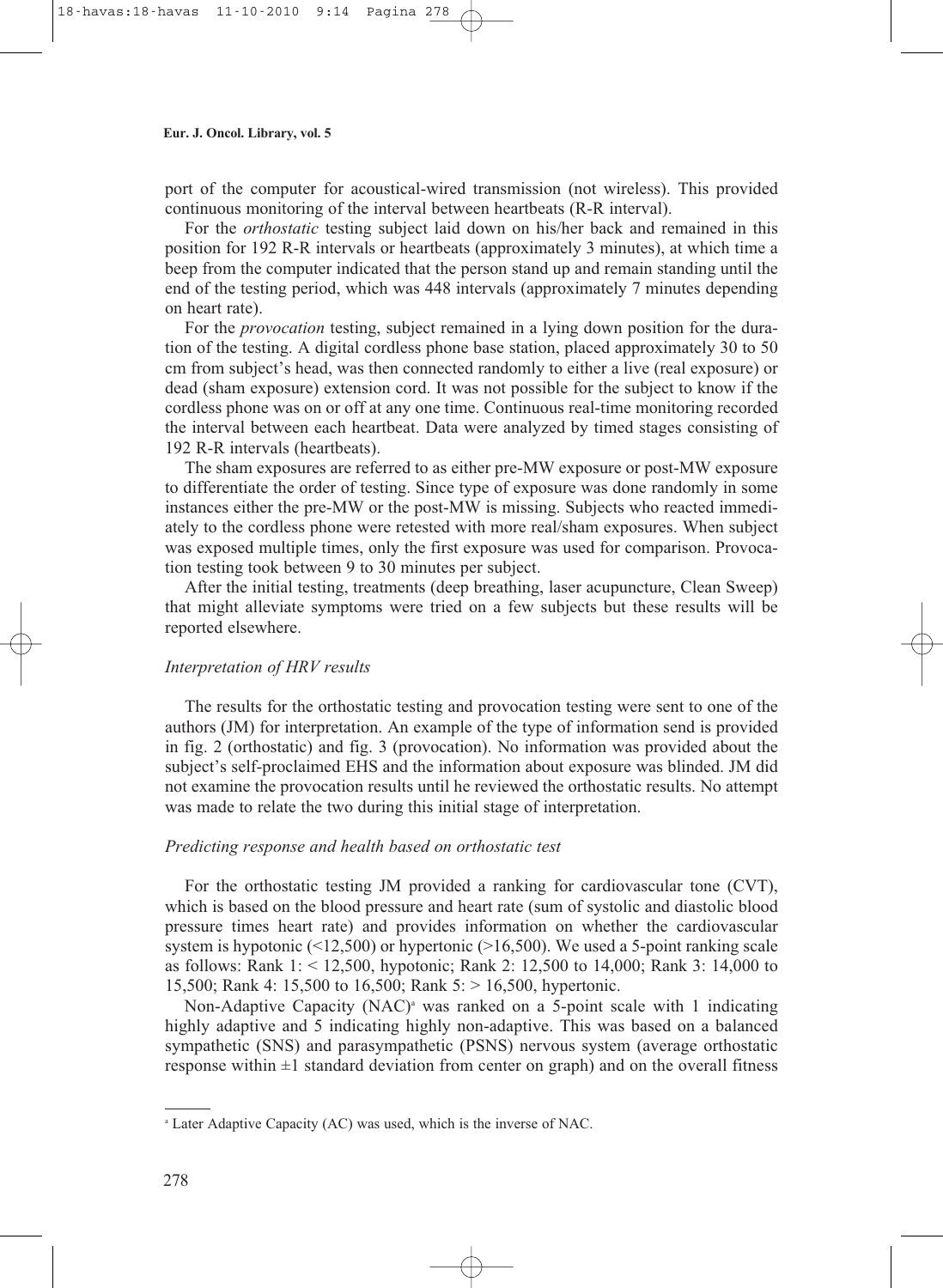port of the computer for acoustical-wired transmission (not wireless). This provided continuous monitoring of the interval between heartbeats (R-R interval).

For the *orthostatic* testing subject laid down on his/her back and remained in this position for 192 R-R intervals or heartbeats (approximately 3 minutes), at which time a beep from the computer indicated that the person stand up and remain standing until the end of the testing period, which was 448 intervals (approximately 7 minutes depending on heart rate).

For the *provocation* testing, subject remained in a lying down position for the duration of the testing. A digital cordless phone base station, placed approximately 30 to 50 cm from subject's head, was then connected randomly to either a live (real exposure) or dead (sham exposure) extension cord. It was not possible for the subject to know if the cordless phone was on or off at any one time. Continuous real-time monitoring recorded the interval between each heartbeat. Data were analyzed by timed stages consisting of 192 R-R intervals (heartbeats).

The sham exposures are referred to as either pre-MW exposure or post-MW exposure to differentiate the order of testing. Since type of exposure was done randomly in some instances either the pre-MW or the post-MW is missing. Subjects who reacted immediately to the cordless phone were retested with more real/sham exposures. When subject was exposed multiple times, only the first exposure was used for comparison. Provocation testing took between 9 to 30 minutes per subject.

After the initial testing, treatments (deep breathing, laser acupuncture, Clean Sweep) that might alleviate symptoms were tried on a few subjects but these results will be reported elsewhere.

### *Interpretation of HRV results*

The results for the orthostatic testing and provocation testing were sent to one of the authors (JM) for interpretation. An example of the type of information send is provided in fig. 2 (orthostatic) and fig. 3 (provocation). No information was provided about the subject's self-proclaimed EHS and the information about exposure was blinded. JM did not examine the provocation results until he reviewed the orthostatic results. No attempt was made to relate the two during this initial stage of interpretation.

### *Predicting response and health based on orthostatic test*

For the orthostatic testing JM provided a ranking for cardiovascular tone (CVT), which is based on the blood pressure and heart rate (sum of systolic and diastolic blood pressure times heart rate) and provides information on whether the cardiovascular system is hypotonic (<12,500) or hypertonic (>16,500). We used a 5-point ranking scale as follows: Rank 1: < 12,500, hypotonic; Rank 2: 12,500 to 14,000; Rank 3: 14,000 to 15,500; Rank 4: 15,500 to 16,500; Rank 5: > 16,500, hypertonic.

Non-Adaptive Capacity (NAC)[a] was ranked on a 5-point scale with 1 indicating highly adaptive and 5 indicating highly non-adaptive. This was based on a balanced sympathetic (SNS) and parasympathetic (PSNS) nervous system (average orthostatic response within ±1 standard deviation from center on graph) and on the overall fitness

[a] Later Adaptive Capacity (AC) was used, which is the inverse of NAC.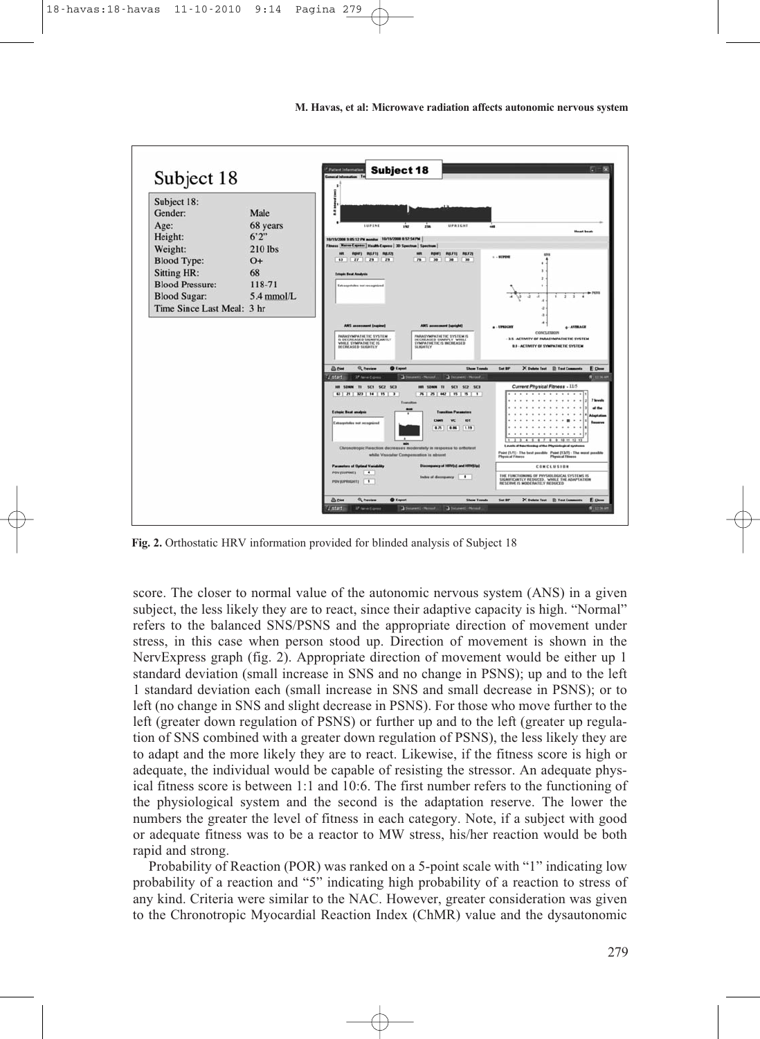Subject 18

| | |
|---|---|
| Subject 18: | |
| Gender: | Male |
| Age: | 68 years |
| Height: | 6'2" |
| Weight: | 210 lbs |
| Blood Type: | O+ |
| Sitting HR: | 68 |
| Blood Pressure: | 118-71 |
| Blood Sugar: | 5.4 mmol/L |
| Time Since Last Meal: | 3 hr |

**Fig. 2.** Orthostatic HRV information provided for blinded analysis of Subject 18

score. The closer to normal value of the autonomic nervous system (ANS) in a given subject, the less likely they are to react, since their adaptive capacity is high. "Normal" refers to the balanced SNS/PSNS and the appropriate direction of movement under stress, in this case when person stood up. Direction of movement is shown in the NervExpress graph (fig. 2). Appropriate direction of movement would be either up 1 standard deviation (small increase in SNS and no change in PSNS); up and to the left 1 standard deviation each (small increase in SNS and small decrease in PSNS); or to left (no change in SNS and slight decrease in PSNS). For those who move further to the left (greater down regulation of PSNS) or further up and to the left (greater up regulation of SNS combined with a greater down regulation of PSNS), the less likely they are to adapt and the more likely they are to react. Likewise, if the fitness score is high or adequate, the individual would be capable of resisting the stressor. An adequate physical fitness score is between 1:1 and 10:6. The first number refers to the functioning of the physiological system and the second is the adaptation reserve. The lower the numbers the greater the level of fitness in each category. Note, if a subject with good or adequate fitness was to be a reactor to MW stress, his/her reaction would be both rapid and strong.

Probability of Reaction (POR) was ranked on a 5-point scale with "1" indicating low probability of a reaction and "5" indicating high probability of a reaction to stress of any kind. Criteria were similar to the NAC. However, greater consideration was given to the Chronotropic Myocardial Reaction Index (ChMR) value and the dysautonomic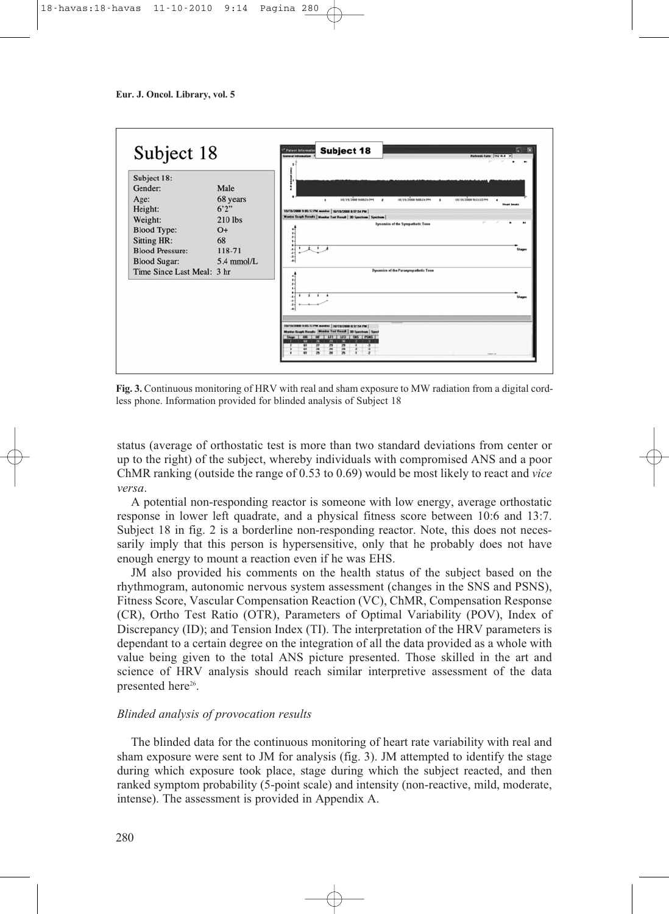Subject 18

| | |
|---|---|
| Subject 18: | |
| Gender: | Male |
| Age: | 68 years |
| Height: | 6'2" |
| Weight: | 210 lbs |
| Blood Type: | O+ |
| Sitting HR: | 68 |
| Blood Pressure: | 118-71 |
| Blood Sugar: | 5.4 mmol/L |
| Time Since Last Meal: | 3 hr |

Subject 18

Dynamics of the Sympathetic Tone

Dynamics of the Parasympathetic Tone

Stages

**Fig. 3.** Continuous monitoring of HRV with real and sham exposure to MW radiation from a digital cordless phone. Information provided for blinded analysis of Subject 18

status (average of orthostatic test is more than two standard deviations from center or up to the right) of the subject, whereby individuals with compromised ANS and a poor ChMR ranking (outside the range of 0.53 to 0.69) would be most likely to react and *vice versa*.

A potential non-responding reactor is someone with low energy, average orthostatic response in lower left quadrate, and a physical fitness score between 10:6 and 13:7. Subject 18 in fig. 2 is a borderline non-responding reactor. Note, this does not necessarily imply that this person is hypersensitive, only that he probably does not have enough energy to mount a reaction even if he was EHS.

JM also provided his comments on the health status of the subject based on the rhythmogram, autonomic nervous system assessment (changes in the SNS and PSNS), Fitness Score, Vascular Compensation Reaction (VC), ChMR, Compensation Response (CR), Ortho Test Ratio (OTR), Parameters of Optimal Variability (POV), Index of Discrepancy (ID); and Tension Index (TI). The interpretation of the HRV parameters is dependant to a certain degree on the integration of all the data provided as a whole with value being given to the total ANS picture presented. Those skilled in the art and science of HRV analysis should reach similar interpretive assessment of the data presented here[26].

### *Blinded analysis of provocation results*

The blinded data for the continuous monitoring of heart rate variability with real and sham exposure were sent to JM for analysis (fig. 3). JM attempted to identify the stage during which exposure took place, stage during which the subject reacted, and then ranked symptom probability (5-point scale) and intensity (non-reactive, mild, moderate, intense). The assessment is provided in Appendix A.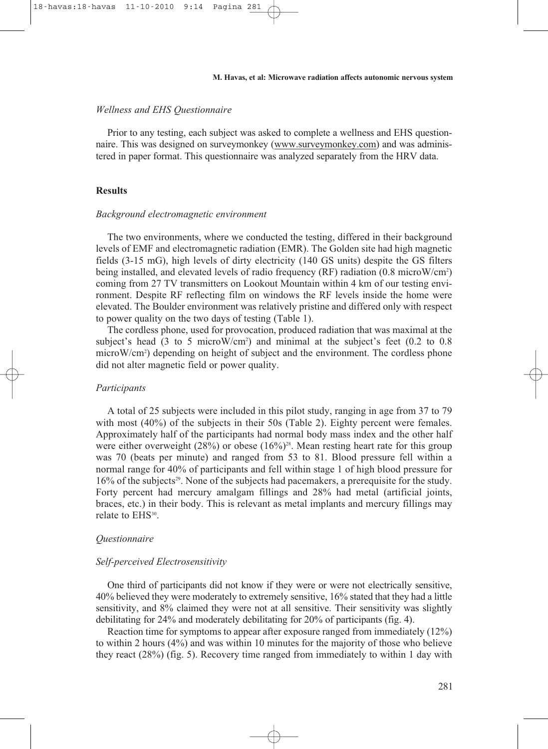*Wellness and EHS Questionnaire*

Prior to any testing, each subject was asked to complete a wellness and EHS questionnaire. This was designed on surveymonkey (www.surveymonkey.com) and was administered in paper format. This questionnaire was analyzed separately from the HRV data.

## Results

*Background electromagnetic environment*

The two environments, where we conducted the testing, differed in their background levels of EMF and electromagnetic radiation (EMR). The Golden site had high magnetic fields (3-15 mG), high levels of dirty electricity (140 GS units) despite the GS filters being installed, and elevated levels of radio frequency (RF) radiation (0.8 microW/cm$^2$) coming from 27 TV transmitters on Lookout Mountain within 4 km of our testing environment. Despite RF reflecting film on windows the RF levels inside the home were elevated. The Boulder environment was relatively pristine and differed only with respect to power quality on the two days of testing (Table 1).

The cordless phone, used for provocation, produced radiation that was maximal at the subject's head (3 to 5 microW/cm$^2$) and minimal at the subject's feet (0.2 to 0.8 microW/cm$^2$) depending on height of subject and the environment. The cordless phone did not alter magnetic field or power quality.

*Participants*

A total of 25 subjects were included in this pilot study, ranging in age from 37 to 79 with most (40%) of the subjects in their 50s (Table 2). Eighty percent were females. Approximately half of the participants had normal body mass index and the other half were either overweight (28%) or obese (16%)[28]. Mean resting heart rate for this group was 70 (beats per minute) and ranged from 53 to 81. Blood pressure fell within a normal range for 40% of participants and fell within stage 1 of high blood pressure for 16% of the subjects[29]. None of the subjects had pacemakers, a prerequisite for the study. Forty percent had mercury amalgam fillings and 28% had metal (artificial joints, braces, etc.) in their body. This is relevant as metal implants and mercury fillings may relate to EHS[30].

*Questionnaire*

*Self-perceived Electrosensitivity*

One third of participants did not know if they were or were not electrically sensitive, 40% believed they were moderately to extremely sensitive, 16% stated that they had a little sensitivity, and 8% claimed they were not at all sensitive. Their sensitivity was slightly debilitating for 24% and moderately debilitating for 20% of participants (fig. 4).

Reaction time for symptoms to appear after exposure ranged from immediately (12%) to within 2 hours (4%) and was within 10 minutes for the majority of those who believe they react (28%) (fig. 5). Recovery time ranged from immediately to within 1 day with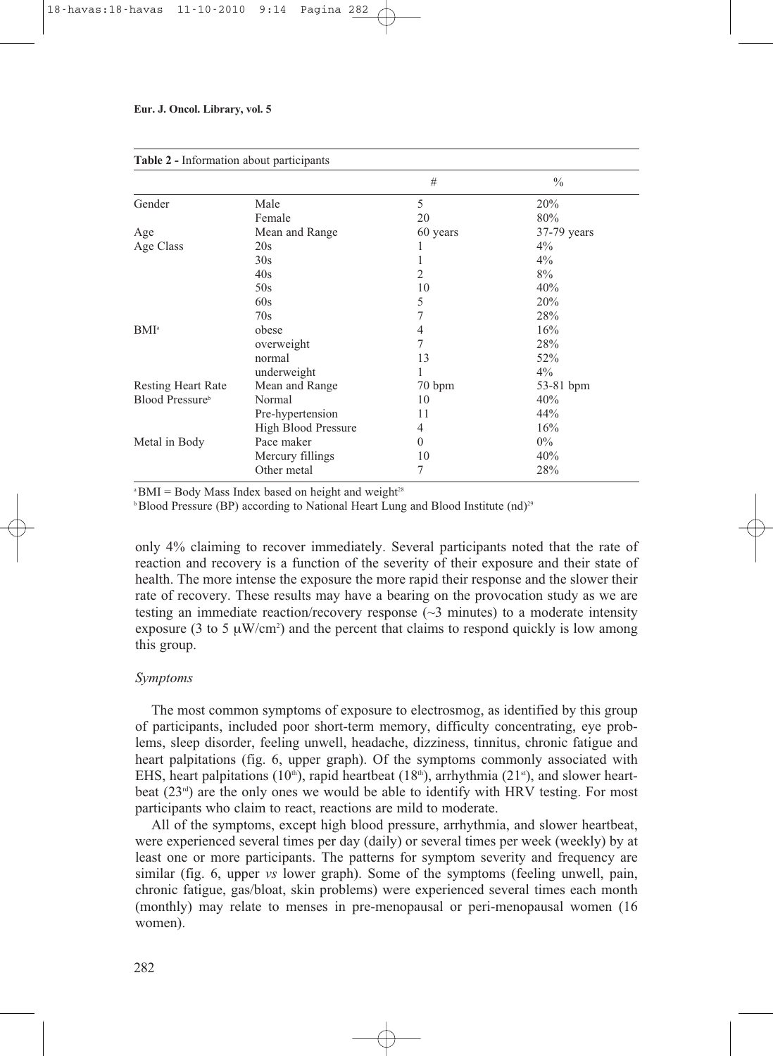**Table 2 -** Information about participants

| | | # | % |
|---|---|---|---|
| Gender | Male | 5 | 20% |
| | Female | 20 | 80% |
| Age | Mean and Range | 60 years | 37-79 years |
| Age Class | 20s | 1 | 4% |
| | 30s | 1 | 4% |
| | 40s | 2 | 8% |
| | 50s | 10 | 40% |
| | 60s | 5 | 20% |
| | 70s | 7 | 28% |
| BMI[a] | obese | 4 | 16% |
| | overweight | 7 | 28% |
| | normal | 13 | 52% |
| | underweight | 1 | 4% |
| Resting Heart Rate | Mean and Range | 70 bpm | 53-81 bpm |
| Blood Pressure[b] | Normal | 10 | 40% |
| | Pre-hypertension | 11 | 44% |
| | High Blood Pressure | 4 | 16% |
| Metal in Body | Pace maker | 0 | 0% |
| | Mercury fillings | 10 | 40% |
| | Other metal | 7 | 28% |

[a] BMI = Body Mass Index based on height and weight[28]

[b] Blood Pressure (BP) according to National Heart Lung and Blood Institute (nd)[29]

only 4% claiming to recover immediately. Several participants noted that the rate of reaction and recovery is a function of the severity of their exposure and their state of health. The more intense the exposure the more rapid their response and the slower their rate of recovery. These results may have a bearing on the provocation study as we are testing an immediate reaction/recovery response (~3 minutes) to a moderate intensity exposure (3 to 5 $\mu W/cm^2$) and the percent that claims to respond quickly is low among this group.

### *Symptoms*

The most common symptoms of exposure to electrosmog, as identified by this group of participants, included poor short-term memory, difficulty concentrating, eye problems, sleep disorder, feeling unwell, headache, dizziness, tinnitus, chronic fatigue and heart palpitations (fig. 6, upper graph). Of the symptoms commonly associated with EHS, heart palpitations (10th), rapid heartbeat (18th), arrhythmia (21st), and slower heartbeat (23rd) are the only ones we would be able to identify with HRV testing. For most participants who claim to react, reactions are mild to moderate.

All of the symptoms, except high blood pressure, arrhythmia, and slower heartbeat, were experienced several times per day (daily) or several times per week (weekly) by at least one or more participants. The patterns for symptom severity and frequency are similar (fig. 6, upper *vs* lower graph). Some of the symptoms (feeling unwell, pain, chronic fatigue, gas/bloat, skin problems) were experienced several times each month (monthly) may relate to menses in pre-menopausal or peri-menopausal women (16 women).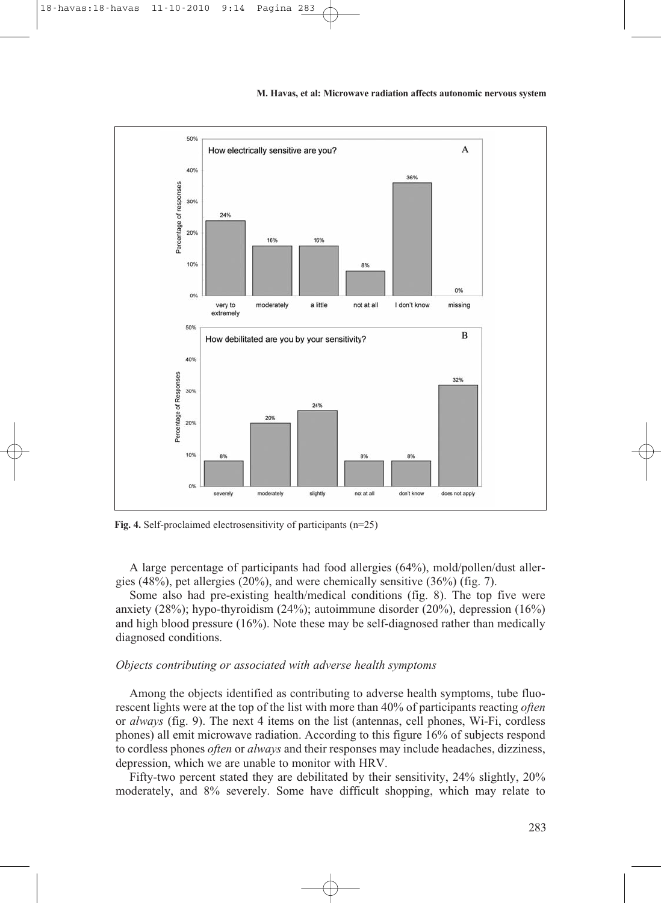How electrically sensitive are you?

A

Percentage of responses

50% 40% 30% 20% 10% 0%

24% 16% 16% 8% 36% 0%

very to extremely | moderately | a little | not at all | I don't know | missing

How debilitated are you by your sensitivity?

B

Percentage of Responses

50% 40% 30% 20% 10% 0%

8% 20% 24% 8% 8% 32%

severely | moderately | slightly | not at all | don't know | does not apply

**Fig. 4.** Self-proclaimed electrosensitivity of participants (n=25)

A large percentage of participants had food allergies (64%), mold/pollen/dust allergies (48%), pet allergies (20%), and were chemically sensitive (36%) (fig. 7).

Some also had pre-existing health/medical conditions (fig. 8). The top five were anxiety (28%); hypo-thyroidism (24%); autoimmune disorder (20%), depression (16%) and high blood pressure (16%). Note these may be self-diagnosed rather than medically diagnosed conditions.

### *Objects contributing or associated with adverse health symptoms*

Among the objects identified as contributing to adverse health symptoms, tube fluorescent lights were at the top of the list with more than 40% of participants reacting *often* or *always* (fig. 9). The next 4 items on the list (antennas, cell phones, Wi-Fi, cordless phones) all emit microwave radiation. According to this figure 16% of subjects respond to cordless phones *often* or *always* and their responses may include headaches, dizziness, depression, which we are unable to monitor with HRV.

Fifty-two percent stated they are debilitated by their sensitivity, 24% slightly, 20% moderately, and 8% severely. Some have difficult shopping, which may relate to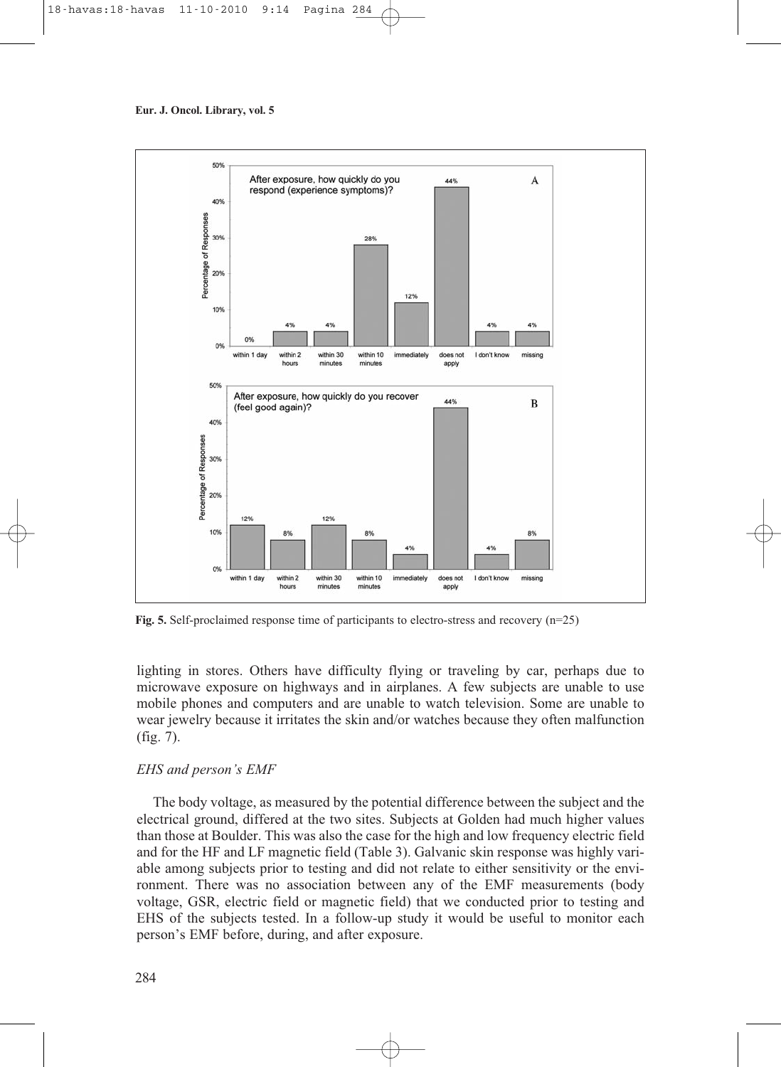50%
40%
30%
20%
10%
0%

Percentage of Responses

After exposure, how quickly do you respond (experience symptoms)?

A

0%
4%
4%
28%
12%
44%
4%
4%

within 1 day
within 2 hours
within 30 minutes
within 10 minutes
immediately
does not apply
I don't know
missing

50%
40%
30%
20%
10%
0%

Percentage of Responses

After exposure, how quickly do you recover (feel good again)?

B

12%
8%
12%
8%
4%
44%
4%
8%

within 1 day
within 2 hours
within 30 minutes
within 10 minutes
immediately
does not apply
I don't know
missing

**Fig. 5.** Self-proclaimed response time of participants to electro-stress and recovery (n=25)

lighting in stores. Others have difficulty flying or traveling by car, perhaps due to microwave exposure on highways and in airplanes. A few subjects are unable to use mobile phones and computers and are unable to watch television. Some are unable to wear jewelry because it irritates the skin and/or watches because they often malfunction (fig. 7).

*EHS and person's EMF*

The body voltage, as measured by the potential difference between the subject and the electrical ground, differed at the two sites. Subjects at Golden had much higher values than those at Boulder. This was also the case for the high and low frequency electric field and for the HF and LF magnetic field (Table 3). Galvanic skin response was highly variable among subjects prior to testing and did not relate to either sensitivity or the environment. There was no association between any of the EMF measurements (body voltage, GSR, electric field or magnetic field) that we conducted prior to testing and EHS of the subjects tested. In a follow-up study it would be useful to monitor each person's EMF before, during, and after exposure.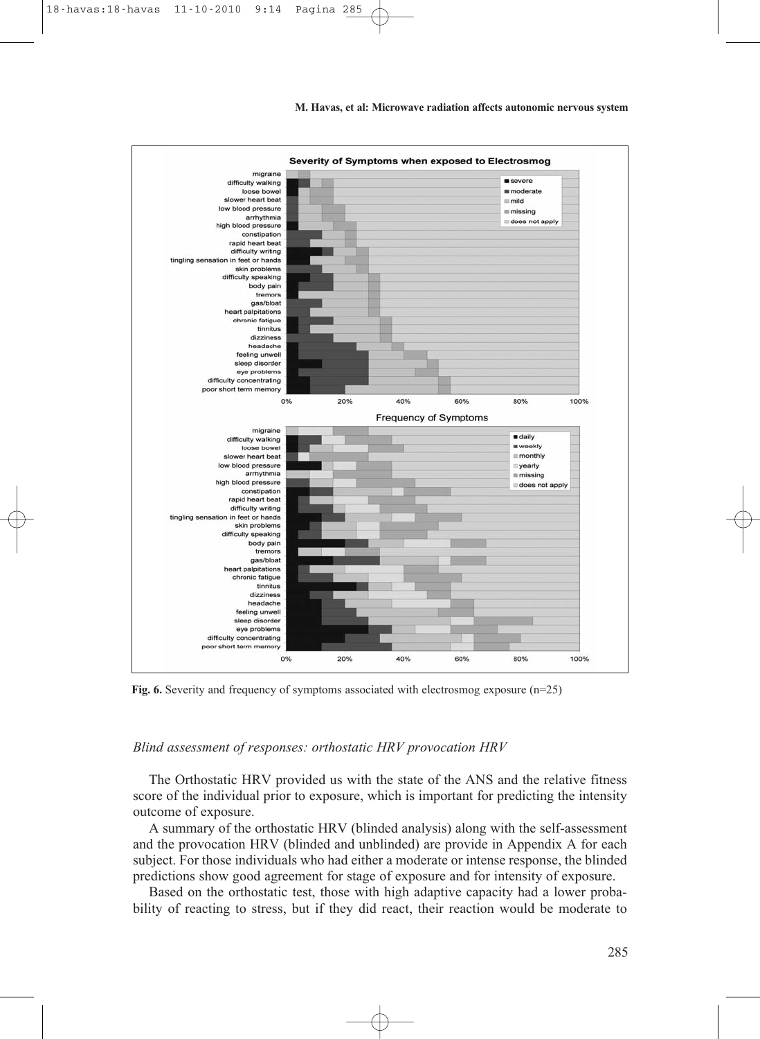Severity of Symptoms when exposed to Electrosmog

migraine
difficulty walking
loose bowel
slower heart beat
low blood pressure
arrhythmia
high blood pressure
constipation
rapid heart beat
difficulty writing
tingling sensation in feet or hands
skin problems
difficulty speaking
body pain
tremors
gas/bloat
heart palpitations
chronic fatigue
tinnitus
dizziness
headache
feeling unwell
sleep disorder
eye problems
difficulty concentrating
poor short term memory

severe
moderate
mild
missing
does not apply

0% 20% 40% 60% 80% 100%

Frequency of Symptoms

migraine
difficulty walking
loose bowel
slower heart beat
low blood pressure
arrhythmia
high blood pressure
constipation
rapid heart beat
difficulty writing
tingling sensation in feet or hands
skin problems
difficulty speaking
body pain
tremors
gas/bloat
heart palpitations
chronic fatigue
tinnitus
dizziness
headache
feeling unwell
sleep disorder
eye problems
difficulty concentrating
poor short term memory

daily
weekly
monthly
yearly
missing
does not apply

0% 20% 40% 60% 80% 100%

**Fig. 6.** Severity and frequency of symptoms associated with electrosmog exposure (n=25)

### *Blind assessment of responses: orthostatic HRV provocation HRV*

The Orthostatic HRV provided us with the state of the ANS and the relative fitness score of the individual prior to exposure, which is important for predicting the intensity outcome of exposure.

A summary of the orthostatic HRV (blinded analysis) along with the self-assessment and the provocation HRV (blinded and unblinded) are provide in Appendix A for each subject. For those individuals who had either a moderate or intense response, the blinded predictions show good agreement for stage of exposure and for intensity of exposure.

Based on the orthostatic test, those with high adaptive capacity had a lower probability of reacting to stress, but if they did react, their reaction would be moderate to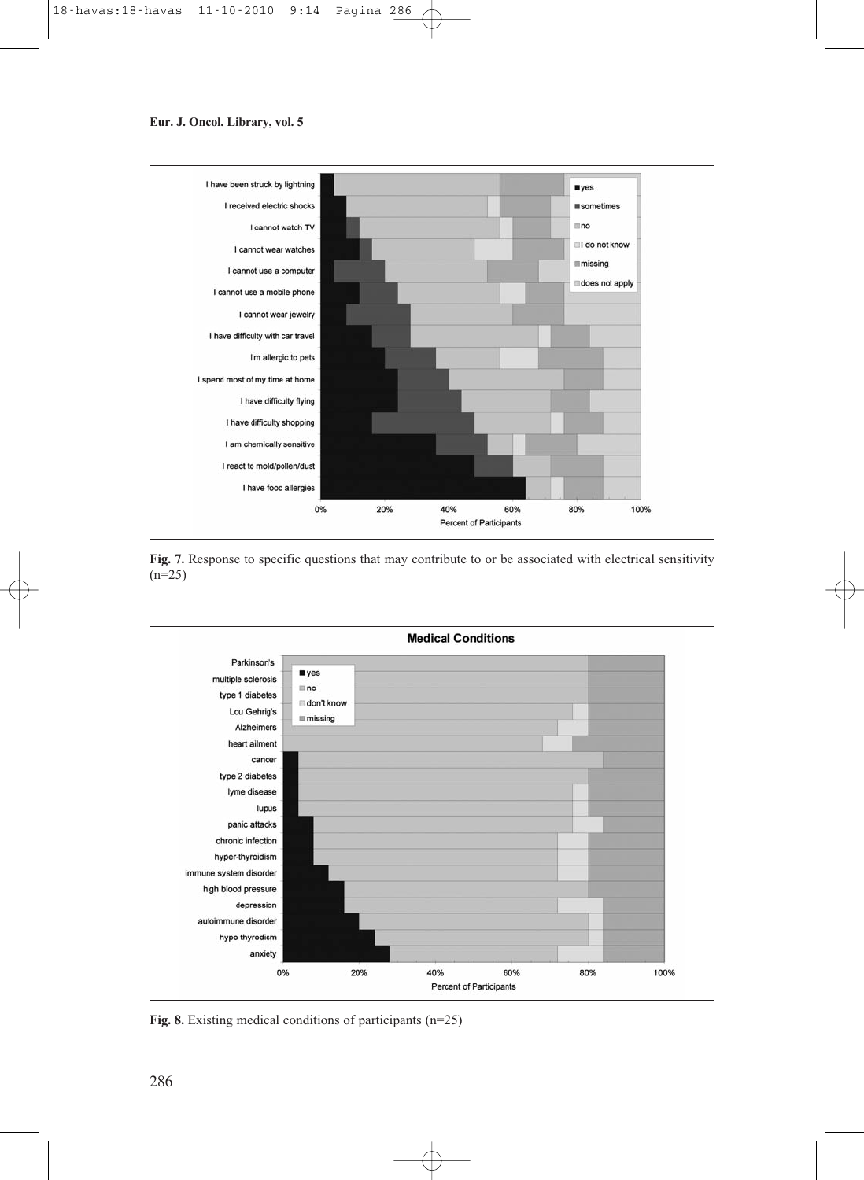I have been struck by lightning
I received electric shocks
I cannot watch TV
I cannot wear watches
I cannot use a computer
I cannot use a mobile phone
I cannot wear jewelry
I have difficulty with car travel
I'm allergic to pets
I spend most of my time at home
I have difficulty flying
I have difficulty shopping
I am chemically sensitive
I react to mold/pollen/dust
I have food allergies

yes
sometimes
no
I do not know
missing
does not apply

0% 20% 40% 60% 80% 100%
Percent of Participants

**Fig. 7.** Response to specific questions that may contribute to or be associated with electrical sensitivity (n=25)

**Medical Conditions**

Parkinson's
multiple sclerosis
type 1 diabetes
Lou Gehrig's
Alzheimers
heart ailment
cancer
type 2 diabetes
lyme disease
lupus
panic attacks
chronic infection
hyper-thyroidism
immune system disorder
hgh blood pressure
depression
autoimmune disorder
hypo-thyrodism
anxiety

yes
no
don't know
missing

0% 20% 40% 60% 80% 100%
Percent of Participants

**Fig. 8.** Existing medical conditions of participants (n=25)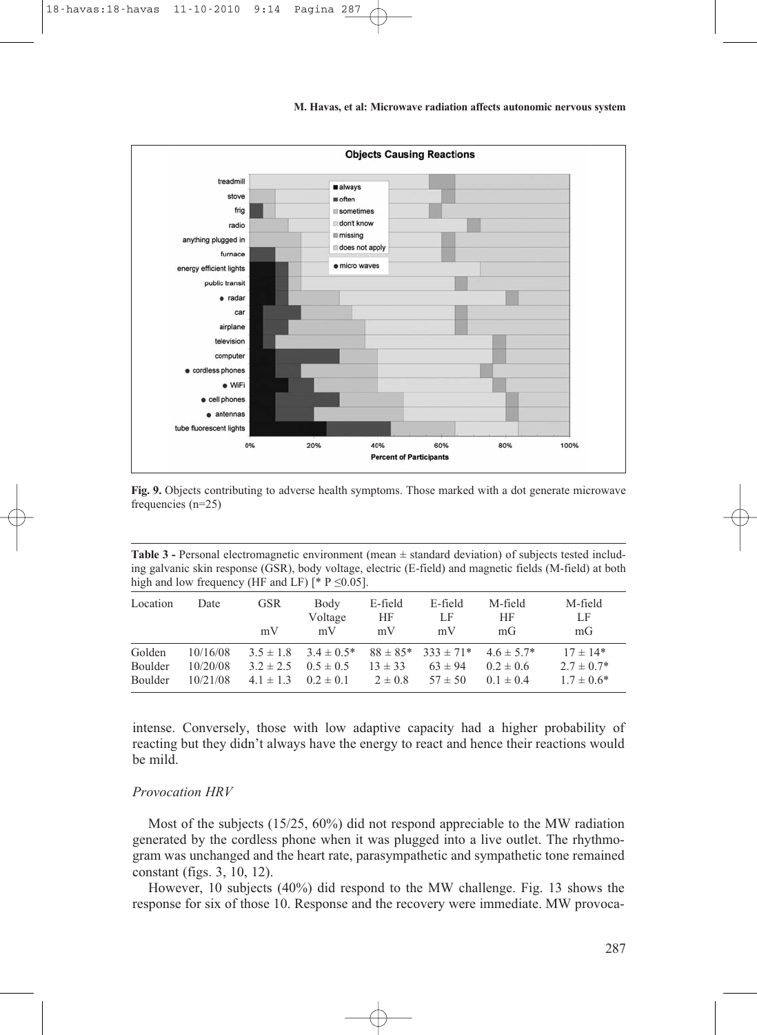Objects Causing Reactions

treadmill
stove
frig
radio
anything plugged in
furnace
energy efficient lights
public transit
● radar
car
airplane
television
computer
● cordless phones
● WiFi
● cell phones
● antennas
tube fluorescent lights

■ always
■ often
■ sometimes
■ don't know
■ missing
■ does not apply
● micro waves

0% 20% 40% 60% 80% 100%

Percent of Participants

**Fig. 9.** Objects contributing to adverse health symptoms. Those marked with a dot generate microwave frequencies (n=25)

**Table 3 -** Personal electromagnetic environment (mean ± standard deviation) of subjects tested including galvanic skin response (GSR), body voltage, electric (E-field) and magnetic fields (M-field) at both high and low frequency (HF and LF) [* P ≤0.05].

| Location | Date | GSR mV | Body Voltage mV | E-field HF mV | E-field LF mV | M-field HF mG | M-field LF mG |
|---|---|---|---|---|---|---|---|
| Golden | 10/16/08 | 3.5 ± 1.8 | 3.4 ± 0.5* | 88 ± 85* | 333 ± 71* | 4.6 ± 5.7* | 17 ± 14* |
| Boulder | 10/20/08 | 3.2 ± 2.5 | 0.5 ± 0.5 | 13 ± 33 | 63 ± 94 | 0.2 ± 0.6 | 2.7 ± 0.7* |
| Boulder | 10/21/08 | 4.1 ± 1.3 | 0.2 ± 0.1 | 2 ± 0.8 | 57 ± 50 | 0.1 ± 0.4 | 1.7 ± 0.6* |

intense. Conversely, those with low adaptive capacity had a higher probability of reacting but they didn't always have the energy to react and hence their reactions would be mild.

### *Provocation HRV*

Most of the subjects (15/25, 60%) did not respond appreciable to the MW radiation generated by the cordless phone when it was plugged into a live outlet. The rhythmogram was unchanged and the heart rate, parasympathetic and sympathetic tone remained constant (figs. 3, 10, 12).

However, 10 subjects (40%) did respond to the MW challenge. Fig. 13 shows the response for six of those 10. Response and the recovery were immediate. MW provoca-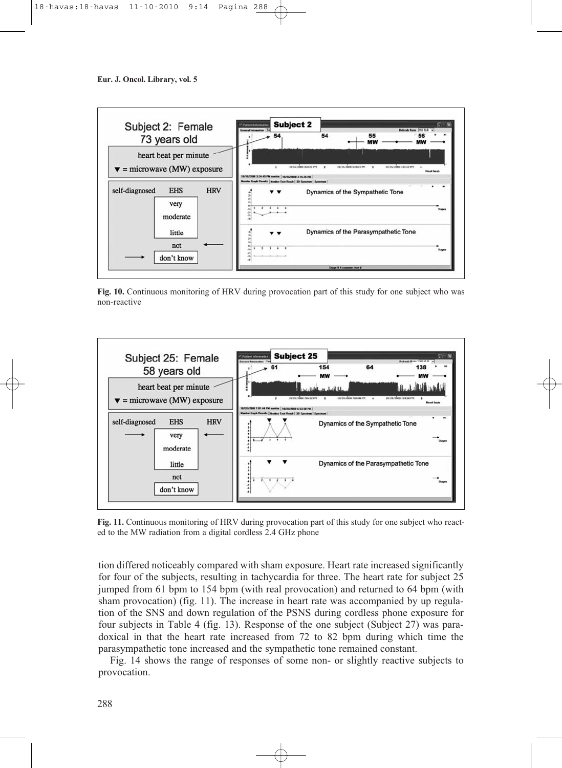Subject 2: Female
73 years old

heart beat per minute

▼ = microwave (MW) exposure

self-diagnosed EHS HRV

very
moderate
little
not
don't know

Subject 2

54 54 55 MW 56 MW

Dynamics of the Sympathetic Tone

Dynamics of the Parasympathetic Tone

**Fig. 10.** Continuous monitoring of HRV during provocation part of this study for one subject who was non-reactive

Subject 25: Female
58 years old

heart beat per minute

▼ = microwave (MW) exposure

self-diagnosed EHS HRV

very
moderate
little
not
don't know

Subject 25

61 154 MW 64 138 MW

Dynamics of the Sympathetic Tone

Dynamics of the Parasympathetic Tone

**Fig. 11.** Continuous monitoring of HRV during provocation part of this study for one subject who reacted to the MW radiation from a digital cordless 2.4 GHz phone

tion differed noticeably compared with sham exposure. Heart rate increased significantly for four of the subjects, resulting in tachycardia for three. The heart rate for subject 25 jumped from 61 bpm to 154 bpm (with real provocation) and returned to 64 bpm (with sham provocation) (fig. 11). The increase in heart rate was accompanied by up regulation of the SNS and down regulation of the PSNS during cordless phone exposure for four subjects in Table 4 (fig. 13). Response of the one subject (Subject 27) was paradoxical in that the heart rate increased from 72 to 82 bpm during which time the parasympathetic tone increased and the sympathetic tone remained constant.

Fig. 14 shows the range of responses of some non- or slightly reactive subjects to provocation.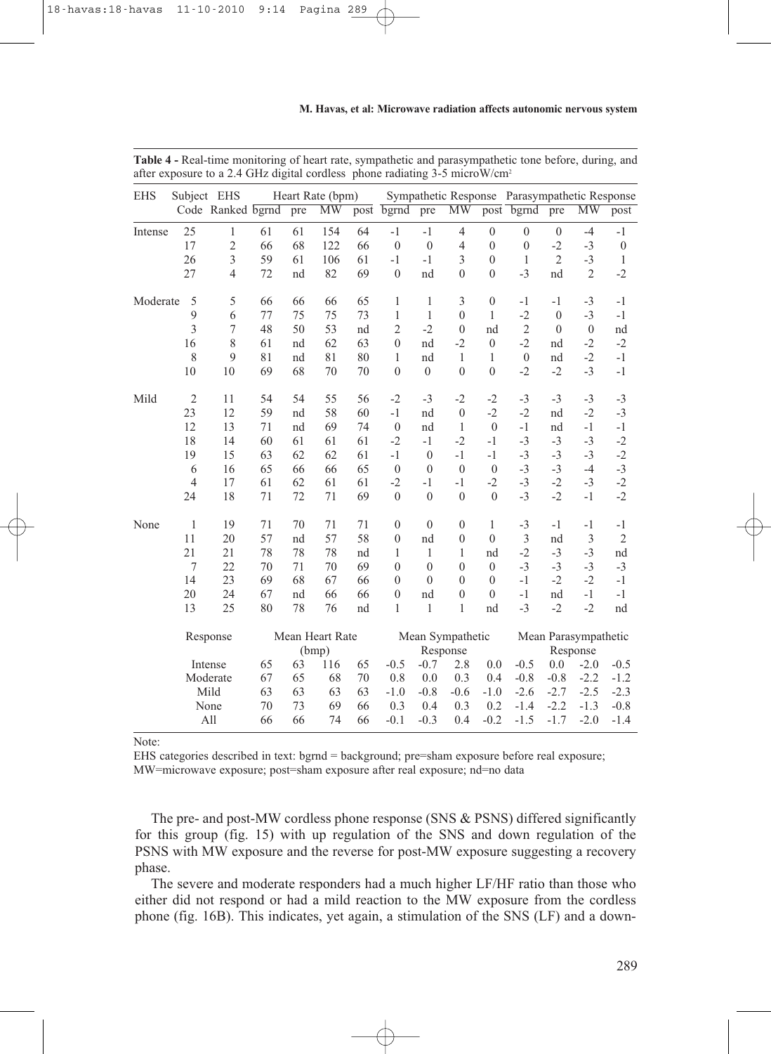**Table 4 -** Real-time monitoring of heart rate, sympathetic and parasympathetic tone before, during, and after exposure to a 2.4 GHz digital cordless phone radiating 3-5 microW/cm²

| EHS | Subject Code | EHS Ranked | Heart Rate (bpm) | | | | Sympathetic Response | | | | Parasympathetic Response | | | |
|---|---|---|---|---|---|---|---|---|---|---|---|---|---|---|
| | | | bgrnd | pre | MW | post | bgrnd | pre | MW | post | bgrnd | pre | MW | post |
| Intense | 25 | 1 | 61 | 61 | 154 | 64 | -1 | -1 | 4 | 0 | 0 | 0 | -4 | -1 |
| | 17 | 2 | 66 | 68 | 122 | 66 | 0 | 0 | 4 | 0 | 0 | -2 | -3 | 0 |
| | 26 | 3 | 59 | 61 | 106 | 61 | -1 | -1 | 3 | 0 | 1 | 2 | -3 | 1 |
| | 27 | 4 | 72 | nd | 82 | 69 | 0 | nd | 0 | 0 | -3 | nd | 2 | -2 |
| Moderate | 5 | 5 | 66 | 66 | 66 | 65 | 1 | 1 | 3 | 0 | -1 | -1 | -3 | -1 |
| | 9 | 6 | 77 | 75 | 75 | 73 | 1 | 1 | 0 | 1 | -2 | 0 | -3 | -1 |
| | 3 | 7 | 48 | 50 | 53 | nd | 2 | -2 | 0 | nd | 2 | 0 | 0 | nd |
| | 16 | 8 | 61 | nd | 62 | 63 | 0 | nd | -2 | 0 | -2 | nd | -2 | -2 |
| | 8 | 9 | 81 | nd | 81 | 80 | 1 | nd | 1 | 1 | 0 | nd | -2 | -1 |
| | 10 | 10 | 69 | 68 | 70 | 70 | 0 | 0 | 0 | 0 | -2 | -2 | -3 | -1 |
| Mild | 2 | 11 | 54 | 54 | 55 | 56 | -2 | -3 | -2 | -2 | -3 | -3 | -3 | -3 |
| | 23 | 12 | 59 | nd | 58 | 60 | -1 | nd | 0 | -2 | -2 | nd | -2 | -3 |
| | 12 | 13 | 71 | nd | 69 | 74 | 0 | nd | 1 | 0 | -1 | nd | -1 | -1 |
| | 18 | 14 | 60 | 61 | 61 | 61 | -2 | -1 | -2 | -1 | -3 | -3 | -3 | -2 |
| | 19 | 15 | 63 | 62 | 62 | 61 | -1 | 0 | -1 | -1 | -3 | -3 | -3 | -2 |
| | 6 | 16 | 65 | 66 | 66 | 65 | 0 | 0 | 0 | 0 | -3 | -3 | -4 | -3 |
| | 4 | 17 | 61 | 62 | 61 | 61 | -2 | -1 | -1 | -2 | -3 | -2 | -3 | -2 |
| | 24 | 18 | 71 | 72 | 71 | 69 | 0 | 0 | 0 | 0 | -3 | -2 | -1 | -2 |
| None | 1 | 19 | 71 | 70 | 71 | 71 | 0 | 0 | 0 | 1 | -3 | -1 | -1 | -1 |
| | 11 | 20 | 57 | nd | 57 | 58 | 0 | nd | 0 | 0 | 3 | nd | 3 | 2 |
| | 21 | 21 | 78 | 78 | 78 | nd | 1 | 1 | 1 | nd | -2 | -3 | -3 | nd |
| | 7 | 22 | 70 | 71 | 70 | 69 | 0 | 0 | 0 | 0 | -3 | -3 | -3 | -3 |
| | 14 | 23 | 69 | 68 | 67 | 66 | 0 | 0 | 0 | 0 | -1 | -2 | -2 | -1 |
| | 20 | 24 | 67 | nd | 66 | 66 | 0 | nd | 0 | 0 | -1 | nd | -1 | -1 |
| | 13 | 25 | 80 | 78 | 76 | nd | 1 | 1 | 1 | nd | -3 | -2 | -2 | nd |
| Response | | | Mean Heart Rate (bmp) | | | | Mean Sympathetic Response | | | | Mean Parasympathetic Response | | | |
| Intense | | | 65 | 63 | 116 | 65 | -0.5 | -0.7 | 2.8 | 0.0 | -0.5 | 0.0 | -2.0 | -0.5 |
| Moderate | | | 67 | 65 | 68 | 70 | 0.8 | 0.0 | 0.3 | 0.4 | -0.8 | -0.8 | -2.2 | -1.2 |
| Mild | | | 63 | 63 | 63 | 63 | -1.0 | -0.8 | -0.6 | -1.0 | -2.6 | -2.7 | -2.5 | -2.3 |
| None | | | 70 | 73 | 69 | 66 | 0.3 | 0.4 | 0.3 | 0.2 | -1.4 | -2.2 | -1.3 | -0.8 |
| All | | | 66 | 66 | 74 | 66 | -0.1 | -0.3 | 0.4 | -0.2 | -1.5 | -1.7 | -2.0 | -1.4 |

Note:
EHS categories described in text: bgrnd = background; pre=sham exposure before real exposure; MW=microwave exposure; post=sham exposure after real exposure; nd=no data

The pre- and post-MW cordless phone response (SNS & PSNS) differed significantly for this group (fig. 15) with up regulation of the SNS and down regulation of the PSNS with MW exposure and the reverse for post-MW exposure suggesting a recovery phase.

The severe and moderate responders had a much higher LF/HF ratio than those who either did not respond or had a mild reaction to the MW exposure from the cordless phone (fig. 16B). This indicates, yet again, a stimulation of the SNS (LF) and a down-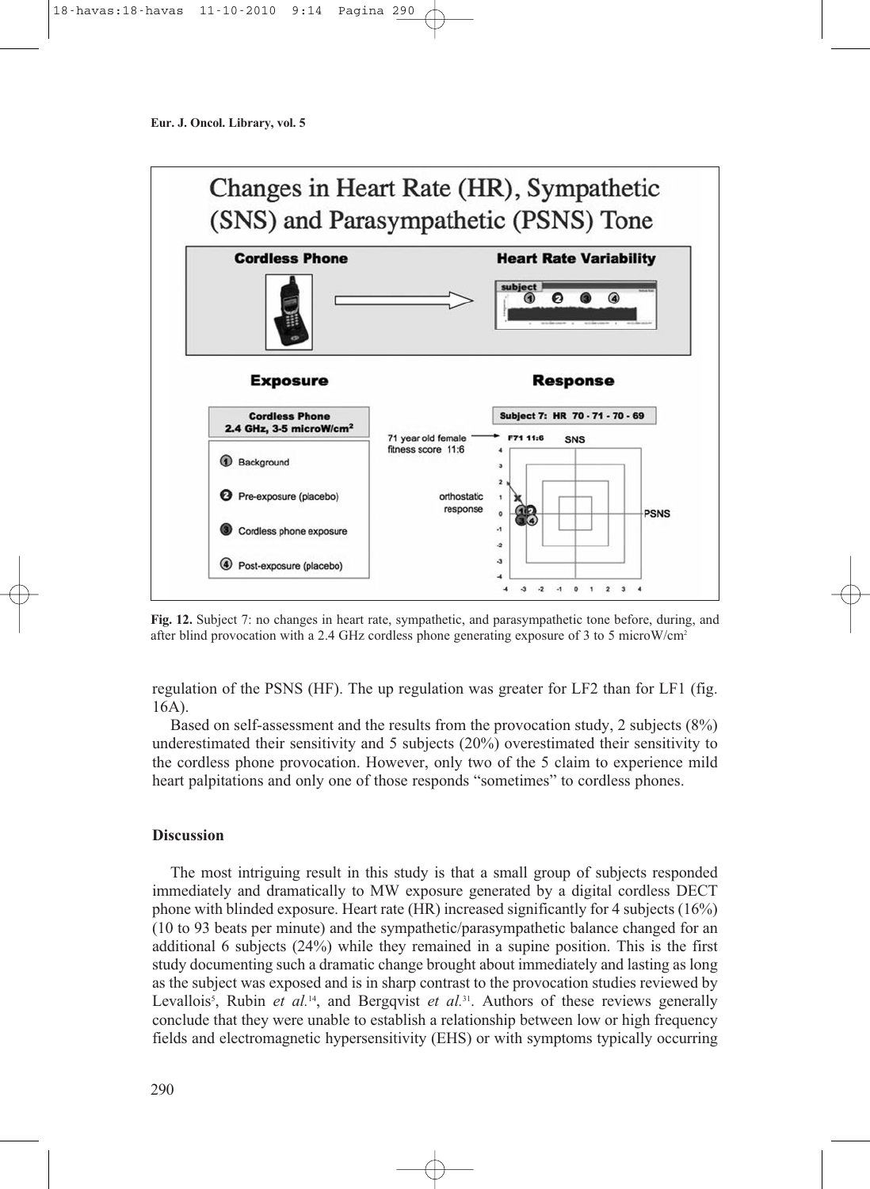Changes in Heart Rate (HR), Sympathetic (SNS) and Parasympathetic (PSNS) Tone

Cordless Phone

Heart Rate Variability

subject

1 2 3 4

Exposure

Response

Cordless Phone
2.4 GHz, 3-5 microW/cm²

1 Background

2 Pre-exposure (placebo)

3 Cordless phone exposure

4 Post-exposure (placebo)

Subject 7: HR 70 - 71 - 70 - 69

71 year old female
fitness score 11:6

F71 11:6

SNS

PSNS

orthostatic response

4 3 2 1 0 -1 -2 -3 -4

-4 -3 -2 -1 0 1 2 3 4

**Fig. 12.** Subject 7: no changes in heart rate, sympathetic, and parasympathetic tone before, during, and after blind provocation with a 2.4 GHz cordless phone generating exposure of 3 to 5 microW/cm$^2$

regulation of the PSNS (HF). The up regulation was greater for LF2 than for LF1 (fig. 16A).

Based on self-assessment and the results from the provocation study, 2 subjects (8%) underestimated their sensitivity and 5 subjects (20%) overestimated their sensitivity to the cordless phone provocation. However, only two of the 5 claim to experience mild heart palpitations and only one of those responds "sometimes" to cordless phones.

## Discussion

The most intriguing result in this study is that a small group of subjects responded immediately and dramatically to MW exposure generated by a digital cordless DECT phone with blinded exposure. Heart rate (HR) increased significantly for 4 subjects (16%) (10 to 93 beats per minute) and the sympathetic/parasympathetic balance changed for an additional 6 subjects (24%) while they remained in a supine position. This is the first study documenting such a dramatic change brought about immediately and lasting as long as the subject was exposed and is in sharp contrast to the provocation studies reviewed by Levallois[5], Rubin *et al.*[14], and Bergqvist *et al.*[31]. Authors of these reviews generally conclude that they were unable to establish a relationship between low or high frequency fields and electromagnetic hypersensitivity (EHS) or with symptoms typically occurring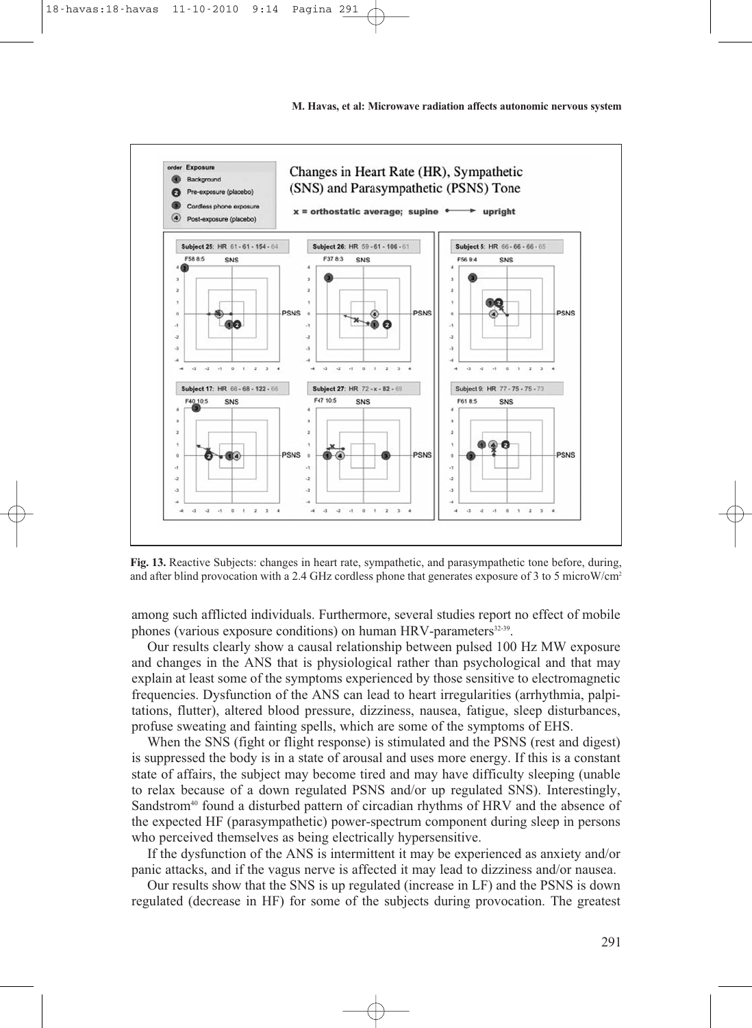order Exposure
1 Background
2 Pre-exposure (placebo)
3 Cordless phone exposure
4 Post-exposure (placebo)

Changes in Heart Rate (HR), Sympathetic (SNS) and Parasympathetic (PSNS) Tone

x = orthostatic average; supine → upright

Subject 25: HR 61 - 61 - 154 - 64
F58 8:5

Subject 26: HR 59 - 61 - 106 - 61
F37 8:3

Subject 5: HR 66 - 66 - 66 - 65
F56 9:4

Subject 17: HR 66 - 68 - 122 - 66
F40 10:5

Subject 27: HR 72 - x - 82 - 69
F47 10:5

Subject 9: HR 77 - 75 - 75 - 73
F61 8:5

SNS
PSNS

**Fig. 13.** Reactive Subjects: changes in heart rate, sympathetic, and parasympathetic tone before, during, and after blind provocation with a 2.4 GHz cordless phone that generates exposure of 3 to 5 microW/cm$^2$

among such afflicted individuals. Furthermore, several studies report no effect of mobile phones (various exposure conditions) on human HRV-parameters[32-39].

Our results clearly show a causal relationship between pulsed 100 Hz MW exposure and changes in the ANS that is physiological rather than psychological and that may explain at least some of the symptoms experienced by those sensitive to electromagnetic frequencies. Dysfunction of the ANS can lead to heart irregularities (arrhythmia, palpitations, flutter), altered blood pressure, dizziness, nausea, fatigue, sleep disturbances, profuse sweating and fainting spells, which are some of the symptoms of EHS.

When the SNS (fight or flight response) is stimulated and the PSNS (rest and digest) is suppressed the body is in a state of arousal and uses more energy. If this is a constant state of affairs, the subject may become tired and may have difficulty sleeping (unable to relax because of a down regulated PSNS and/or up regulated SNS). Interestingly, Sandstrom[40] found a disturbed pattern of circadian rhythms of HRV and the absence of the expected HF (parasympathetic) power-spectrum component during sleep in persons who perceived themselves as being electrically hypersensitive.

If the dysfunction of the ANS is intermittent it may be experienced as anxiety and/or panic attacks, and if the vagus nerve is affected it may lead to dizziness and/or nausea.

Our results show that the SNS is up regulated (increase in LF) and the PSNS is down regulated (decrease in HF) for some of the subjects during provocation. The greatest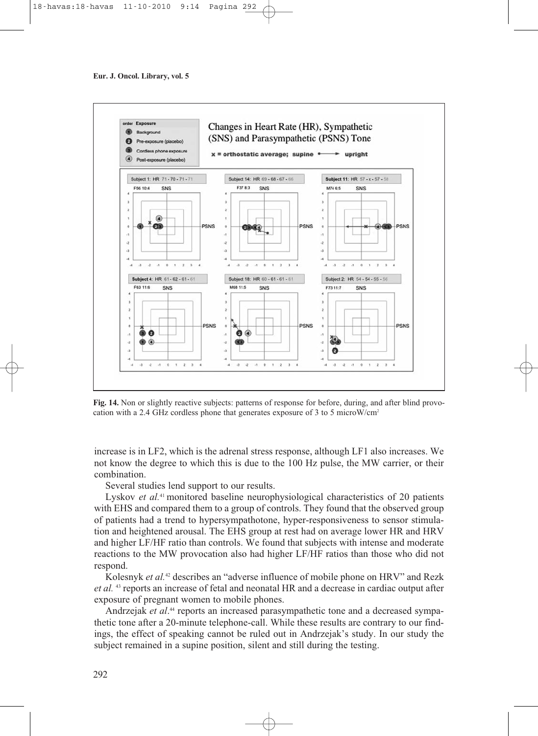order Exposure
1 Background
2 Pre-exposure (placebo)
3 Cordless phone exposure
4 Post-exposure (placebo)

Changes in Heart Rate (HR), Sympathetic (SNS) and Parasympathetic (PSNS) Tone

x = orthostatic average; supine → upright

Subject 1: HR 71 - 70 - 71 - 71
F56 10:4 SNS PSNS

Subject 14: HR 69 - 68 - 67 - 66
F37 8:3 SNS PSNS

Subject 11: HR 57 - x - 57 - 58
M74 6:5 SNS PSNS

Subject 4: HR 61 - 62 - 61 - 61
F63 11:6 SNS PSNS

Subject 18: HR 60 - 61 - 61 - 61
M58 11:5 SNS PSNS

Subject 2: HR 54 - 54 - 55 - 56
F73 11:7 SNS PSNS

**Fig. 14.** Non or slightly reactive subjects: patterns of response for before, during, and after blind provocation with a 2.4 GHz cordless phone that generates exposure of 3 to 5 microW/cm$^2$

increase is in LF2, which is the adrenal stress response, although LF1 also increases. We not know the degree to which this is due to the 100 Hz pulse, the MW carrier, or their combination.

Several studies lend support to our results.

Lyskov *et al.*[41] monitored baseline neurophysiological characteristics of 20 patients with EHS and compared them to a group of controls. They found that the observed group of patients had a trend to hypersympathotone, hyper-responsiveness to sensor stimulation and heightened arousal. The EHS group at rest had on average lower HR and HRV and higher LF/HF ratio than controls. We found that subjects with intense and moderate reactions to the MW provocation also had higher LF/HF ratios than those who did not respond.

Kolesnyk *et al.*[42] describes an "adverse influence of mobile phone on HRV" and Rezk *et al.*[43] reports an increase of fetal and neonatal HR and a decrease in cardiac output after exposure of pregnant women to mobile phones.

Andrzejak *et al*.[44] reports an increased parasympathetic tone and a decreased sympathetic tone after a 20-minute telephone-call. While these results are contrary to our findings, the effect of speaking cannot be ruled out in Andrzejak's study. In our study the subject remained in a supine position, silent and still during the testing.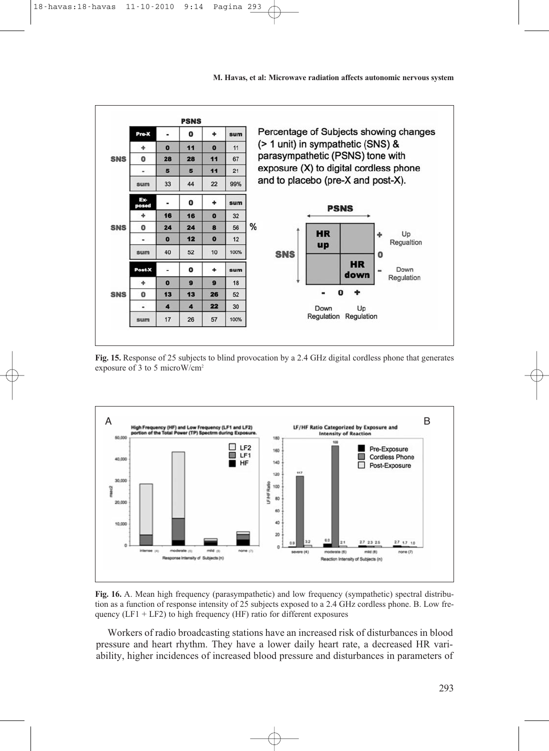**Fig. 15.** Response of 25 subjects to blind provocation by a 2.4 GHz digital cordless phone that generates exposure of 3 to 5 microW/cm²

**Fig. 16.** A. Mean high frequency (parasympathetic) and low frequency (sympathetic) spectral distribution as a function of response intensity of 25 subjects exposed to a 2.4 GHz cordless phone. B. Low frequency (LF1 + LF2) to high frequency (HF) ratio for different exposures

Workers of radio broadcasting stations have an increased risk of disturbances in blood pressure and heart rhythm. They have a lower daily heart rate, a decreased HR variability, higher incidences of increased blood pressure and disturbances in parameters of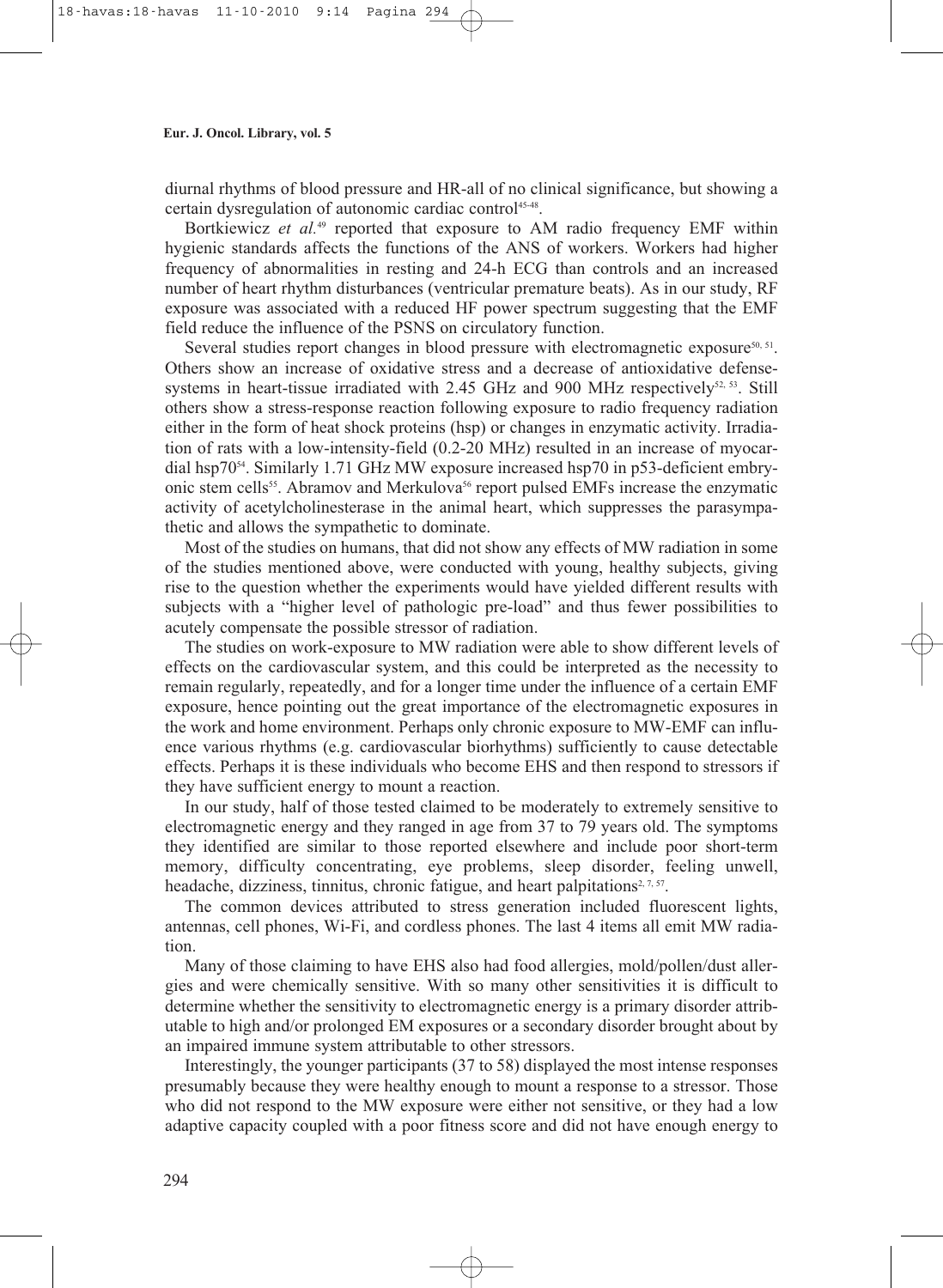diurnal rhythms of blood pressure and HR-all of no clinical significance, but showing a certain dysregulation of autonomic cardiac control[45-48].

Bortkiewicz *et al.*[49] reported that exposure to AM radio frequency EMF within hygienic standards affects the functions of the ANS of workers. Workers had higher frequency of abnormalities in resting and 24-h ECG than controls and an increased number of heart rhythm disturbances (ventricular premature beats). As in our study, RF exposure was associated with a reduced HF power spectrum suggesting that the EMF field reduce the influence of the PSNS on circulatory function.

Several studies report changes in blood pressure with electromagnetic exposure[50, 51]. Others show an increase of oxidative stress and a decrease of antioxidative defense-systems in heart-tissue irradiated with 2.45 GHz and 900 MHz respectively[52, 53]. Still others show a stress-response reaction following exposure to radio frequency radiation either in the form of heat shock proteins (hsp) or changes in enzymatic activity. Irradiation of rats with a low-intensity-field (0.2-20 MHz) resulted in an increase of myocardial hsp70[54]. Similarly 1.71 GHz MW exposure increased hsp70 in p53-deficient embryonic stem cells[55]. Abramov and Merkulova[56] report pulsed EMFs increase the enzymatic activity of acetylcholinesterase in the animal heart, which suppresses the parasympathetic and allows the sympathetic to dominate.

Most of the studies on humans, that did not show any effects of MW radiation in some of the studies mentioned above, were conducted with young, healthy subjects, giving rise to the question whether the experiments would have yielded different results with subjects with a "higher level of pathologic pre-load" and thus fewer possibilities to acutely compensate the possible stressor of radiation.

The studies on work-exposure to MW radiation were able to show different levels of effects on the cardiovascular system, and this could be interpreted as the necessity to remain regularly, repeatedly, and for a longer time under the influence of a certain EMF exposure, hence pointing out the great importance of the electromagnetic exposures in the work and home environment. Perhaps only chronic exposure to MW-EMF can influence various rhythms (e.g. cardiovascular biorhythms) sufficiently to cause detectable effects. Perhaps it is these individuals who become EHS and then respond to stressors if they have sufficient energy to mount a reaction.

In our study, half of those tested claimed to be moderately to extremely sensitive to electromagnetic energy and they ranged in age from 37 to 79 years old. The symptoms they identified are similar to those reported elsewhere and include poor short-term memory, difficulty concentrating, eye problems, sleep disorder, feeling unwell, headache, dizziness, tinnitus, chronic fatigue, and heart palpitations[2, 7, 57].

The common devices attributed to stress generation included fluorescent lights, antennas, cell phones, Wi-Fi, and cordless phones. The last 4 items all emit MW radiation.

Many of those claiming to have EHS also had food allergies, mold/pollen/dust allergies and were chemically sensitive. With so many other sensitivities it is difficult to determine whether the sensitivity to electromagnetic energy is a primary disorder attributable to high and/or prolonged EM exposures or a secondary disorder brought about by an impaired immune system attributable to other stressors.

Interestingly, the younger participants (37 to 58) displayed the most intense responses presumably because they were healthy enough to mount a response to a stressor. Those who did not respond to the MW exposure were either not sensitive, or they had a low adaptive capacity coupled with a poor fitness score and did not have enough energy to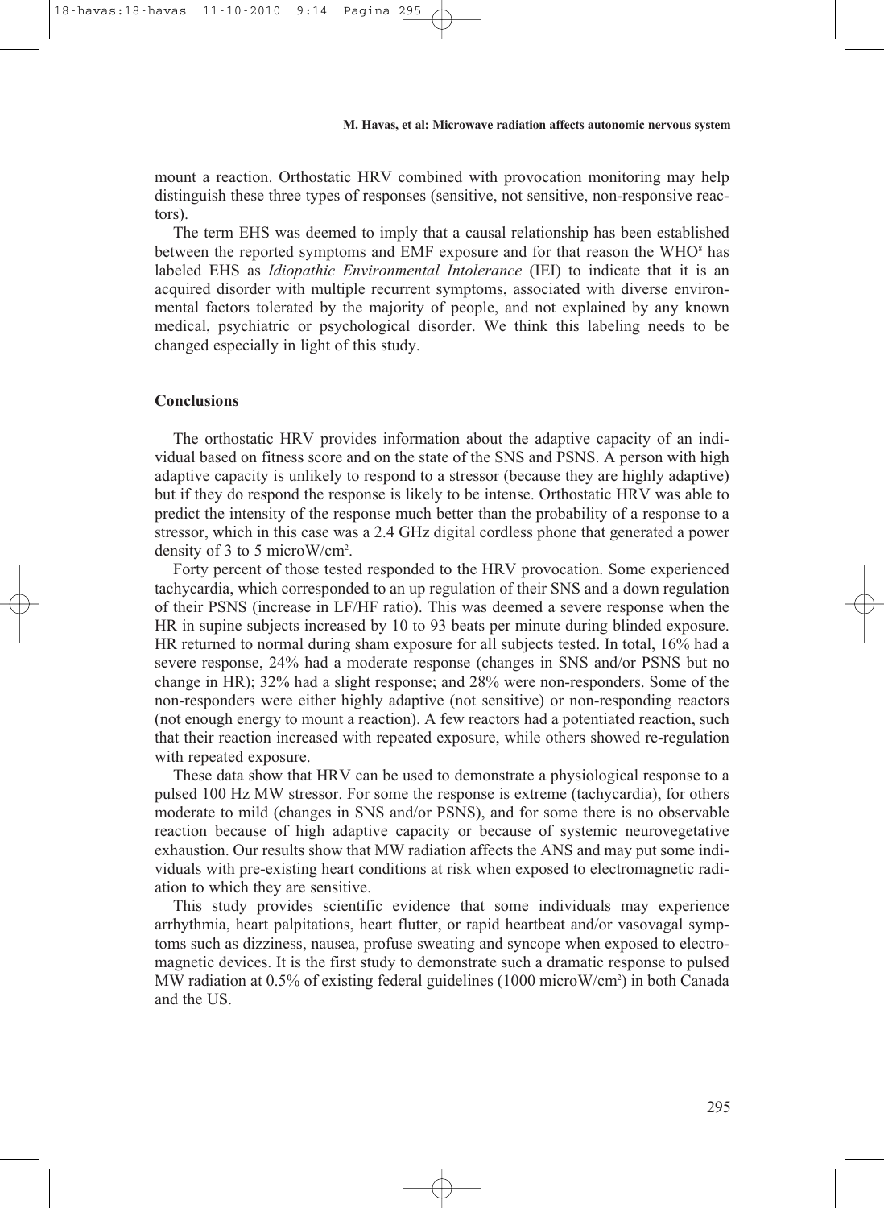mount a reaction. Orthostatic HRV combined with provocation monitoring may help distinguish these three types of responses (sensitive, not sensitive, non-responsive reactors).

The term EHS was deemed to imply that a causal relationship has been established between the reported symptoms and EMF exposure and for that reason the WHO[8] has labeled EHS as *Idiopathic Environmental Intolerance* (IEI) to indicate that it is an acquired disorder with multiple recurrent symptoms, associated with diverse environmental factors tolerated by the majority of people, and not explained by any known medical, psychiatric or psychological disorder. We think this labeling needs to be changed especially in light of this study.

## Conclusions

The orthostatic HRV provides information about the adaptive capacity of an individual based on fitness score and on the state of the SNS and PSNS. A person with high adaptive capacity is unlikely to respond to a stressor (because they are highly adaptive) but if they do respond the response is likely to be intense. Orthostatic HRV was able to predict the intensity of the response much better than the probability of a response to a stressor, which in this case was a 2.4 GHz digital cordless phone that generated a power density of 3 to 5 microW/cm$^2$.

Forty percent of those tested responded to the HRV provocation. Some experienced tachycardia, which corresponded to an up regulation of their SNS and a down regulation of their PSNS (increase in LF/HF ratio). This was deemed a severe response when the HR in supine subjects increased by 10 to 93 beats per minute during blinded exposure. HR returned to normal during sham exposure for all subjects tested. In total, 16% had a severe response, 24% had a moderate response (changes in SNS and/or PSNS but no change in HR); 32% had a slight response; and 28% were non-responders. Some of the non-responders were either highly adaptive (not sensitive) or non-responding reactors (not enough energy to mount a reaction). A few reactors had a potentiated reaction, such that their reaction increased with repeated exposure, while others showed re-regulation with repeated exposure.

These data show that HRV can be used to demonstrate a physiological response to a pulsed 100 Hz MW stressor. For some the response is extreme (tachycardia), for others moderate to mild (changes in SNS and/or PSNS), and for some there is no observable reaction because of high adaptive capacity or because of systemic neurovegetative exhaustion. Our results show that MW radiation affects the ANS and may put some individuals with pre-existing heart conditions at risk when exposed to electromagnetic radiation to which they are sensitive.

This study provides scientific evidence that some individuals may experience arrhythmia, heart palpitations, heart flutter, or rapid heartbeat and/or vasovagal symptoms such as dizziness, nausea, profuse sweating and syncope when exposed to electromagnetic devices. It is the first study to demonstrate such a dramatic response to pulsed MW radiation at 0.5% of existing federal guidelines (1000 microW/cm$^2$) in both Canada and the US.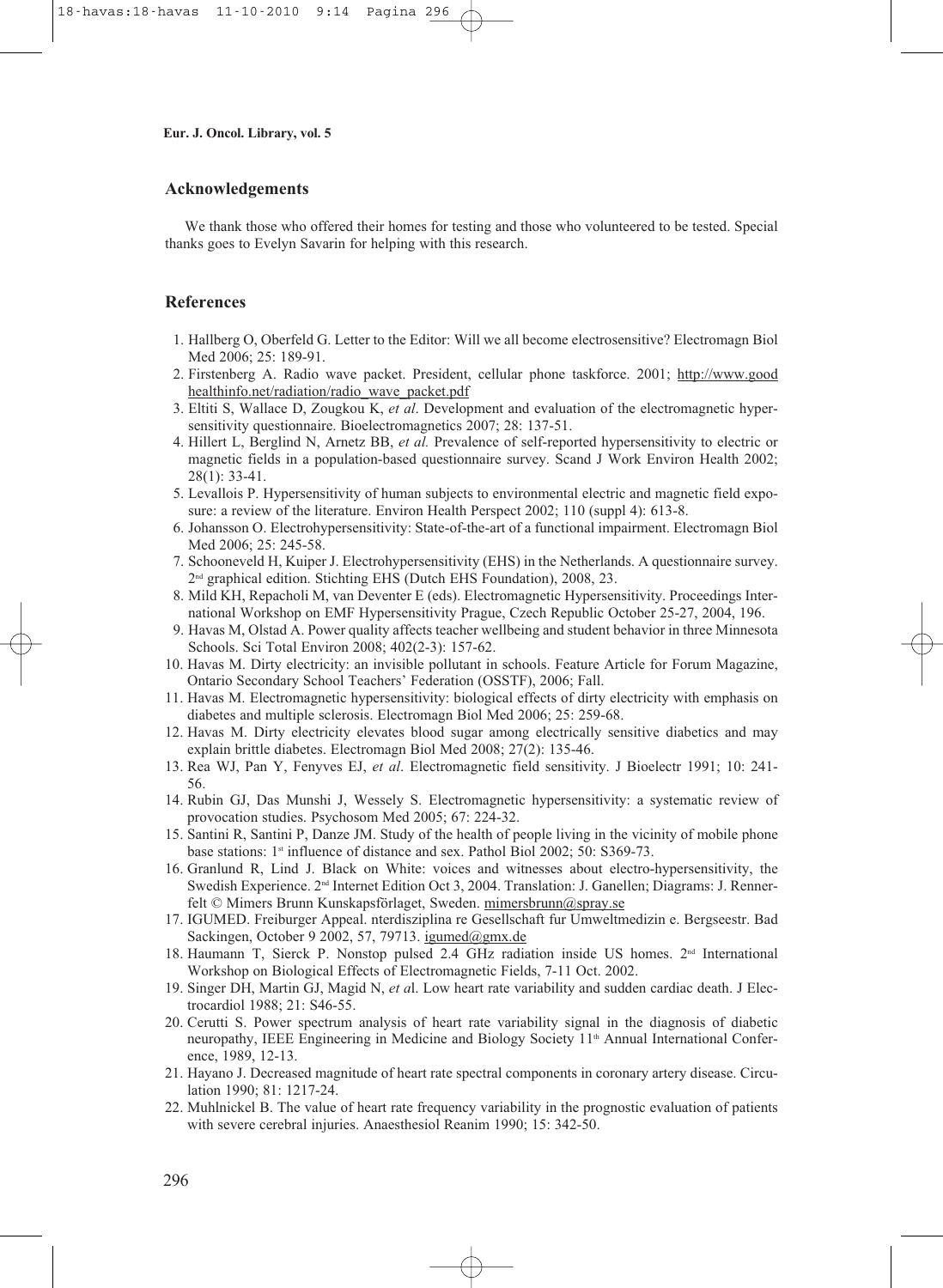## Acknowledgements

We thank those who offered their homes for testing and those who volunteered to be tested. Special thanks goes to Evelyn Savarin for helping with this research.

## References

1. Hallberg O, Oberfeld G. Letter to the Editor: Will we all become electrosensitive? Electromagn Biol Med 2006; 25: 189-91.
2. Firstenberg A. Radio wave packet. President, cellular phone taskforce. 2001; http://www.goodhealthinfo.net/radiation/radio_wave_packet.pdf
3. Eltiti S, Wallace D, Zougkou K, *et al*. Development and evaluation of the electromagnetic hypersensitivity questionnaire. Bioelectromagnetics 2007; 28: 137-51.
4. Hillert L, Berglind N, Arnetz BB, *et al.* Prevalence of self-reported hypersensitivity to electric or magnetic fields in a population-based questionnaire survey. Scand J Work Environ Health 2002; 28(1): 33-41.
5. Levallois P. Hypersensitivity of human subjects to environmental electric and magnetic field exposure: a review of the literature. Environ Health Perspect 2002; 110 (suppl 4): 613-8.
6. Johansson O. Electrohypersensitivity: State-of-the-art of a functional impairment. Electromagn Biol Med 2006; 25: 245-58.
7. Schooneveld H, Kuiper J. Electrohypersensitivity (EHS) in the Netherlands. A questionnaire survey. 2nd graphical edition. Stichting EHS (Dutch EHS Foundation), 2008, 23.
8. Mild KH, Repacholi M, van Deventer E (eds). Electromagnetic Hypersensitivity. Proceedings International Workshop on EMF Hypersensitivity Prague, Czech Republic October 25-27, 2004, 196.
9. Havas M, Olstad A. Power quality affects teacher wellbeing and student behavior in three Minnesota Schools. Sci Total Environ 2008; 402(2-3): 157-62.
10. Havas M. Dirty electricity: an invisible pollutant in schools. Feature Article for Forum Magazine, Ontario Secondary School Teachers' Federation (OSSTF), 2006; Fall.
11. Havas M. Electromagnetic hypersensitivity: biological effects of dirty electricity with emphasis on diabetes and multiple sclerosis. Electromagn Biol Med 2006; 25: 259-68.
12. Havas M. Dirty electricity elevates blood sugar among electrically sensitive diabetics and may explain brittle diabetes. Electromagn Biol Med 2008; 27(2): 135-46.
13. Rea WJ, Pan Y, Fenyves EJ, *et al*. Electromagnetic field sensitivity. J Bioelectr 1991; 10: 241-56.
14. Rubin GJ, Das Munshi J, Wessely S. Electromagnetic hypersensitivity: a systematic review of provocation studies. Psychosom Med 2005; 67: 224-32.
15. Santini R, Santini P, Danze JM. Study of the health of people living in the vicinity of mobile phone base stations: 1st influence of distance and sex. Pathol Biol 2002; 50: S369-73.
16. Granlund R, Lind J. Black on White: voices and witnesses about electro-hypersensitivity, the Swedish Experience. 2nd Internet Edition Oct 3, 2004. Translation: J. Ganellen; Diagrams: J. Rennerfelt © Mimers Brunn Kunskapsförlaget, Sweden. mimersbrunn@spray.se
17. IGUMED. Freiburger Appeal. nterdisziplina re Gesellschaft fur Umweltmedizin e. Bergseestr. Bad Sackingen, October 9 2002, 57, 79713. igumed@gmx.de
18. Haumann T, Sierck P. Nonstop pulsed 2.4 GHz radiation inside US homes. 2nd International Workshop on Biological Effects of Electromagnetic Fields, 7-11 Oct. 2002.
19. Singer DH, Martin GJ, Magid N, *et a*l. Low heart rate variability and sudden cardiac death. J Electrocardiol 1988; 21: S46-55.
20. Cerutti S. Power spectrum analysis of heart rate variability signal in the diagnosis of diabetic neuropathy, IEEE Engineering in Medicine and Biology Society 11th Annual International Conference, 1989, 12-13.
21. Hayano J. Decreased magnitude of heart rate spectral components in coronary artery disease. Circulation 1990; 81: 1217-24.
22. Muhlnickel B. The value of heart rate frequency variability in the prognostic evaluation of patients with severe cerebral injuries. Anaesthesiol Reanim 1990; 15: 342-50.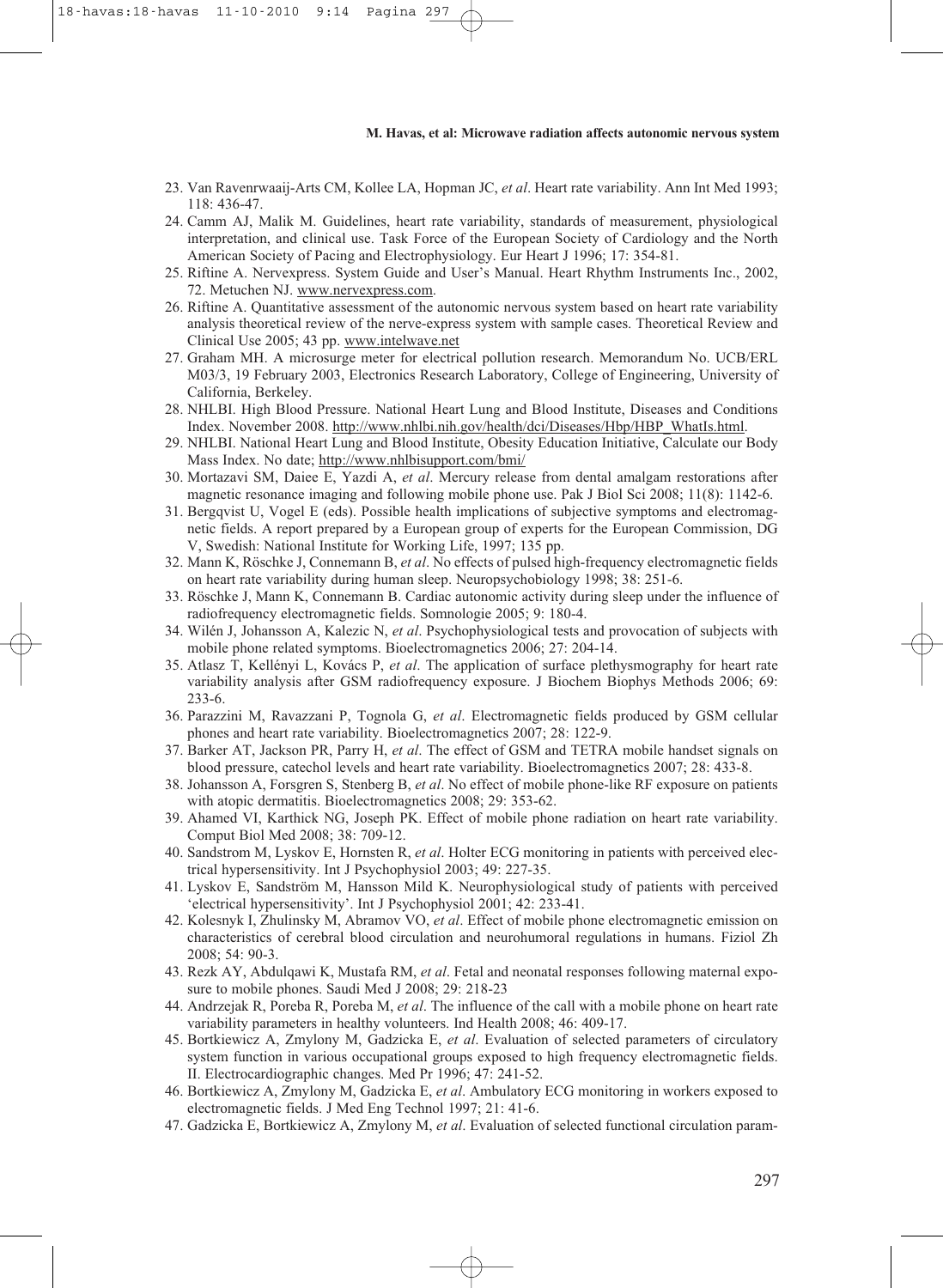23. Van Ravenrwaaij-Arts CM, Kollee LA, Hopman JC, *et al*. Heart rate variability. Ann Int Med 1993; 118: 436-47.
24. Camm AJ, Malik M. Guidelines, heart rate variability, standards of measurement, physiological interpretation, and clinical use. Task Force of the European Society of Cardiology and the North American Society of Pacing and Electrophysiology. Eur Heart J 1996; 17: 354-81.
25. Riftine A. Nervexpress. System Guide and User's Manual. Heart Rhythm Instruments Inc., 2002, 72. Metuchen NJ. www.nervexpress.com.
26. Riftine A. Quantitative assessment of the autonomic nervous system based on heart rate variability analysis theoretical review of the nerve-express system with sample cases. Theoretical Review and Clinical Use 2005; 43 pp. www.intelwave.net
27. Graham MH. A microsurge meter for electrical pollution research. Memorandum No. UCB/ERL M03/3, 19 February 2003, Electronics Research Laboratory, College of Engineering, University of California, Berkeley.
28. NHLBI. High Blood Pressure. National Heart Lung and Blood Institute, Diseases and Conditions Index. November 2008. http://www.nhlbi.nih.gov/health/dci/Diseases/Hbp/HBP_WhatIs.html.
29. NHLBI. National Heart Lung and Blood Institute, Obesity Education Initiative, Calculate our Body Mass Index. No date; http://www.nhlbisupport.com/bmi/
30. Mortazavi SM, Daiee E, Yazdi A, *et al*. Mercury release from dental amalgam restorations after magnetic resonance imaging and following mobile phone use. Pak J Biol Sci 2008; 11(8): 1142-6.
31. Bergqvist U, Vogel E (eds). Possible health implications of subjective symptoms and electromagnetic fields. A report prepared by a European group of experts for the European Commission, DG V, Swedish: National Institute for Working Life, 1997; 135 pp.
32. Mann K, Röschke J, Connemann B, *et al*. No effects of pulsed high-frequency electromagnetic fields on heart rate variability during human sleep. Neuropsychobiology 1998; 38: 251-6.
33. Röschke J, Mann K, Connemann B. Cardiac autonomic activity during sleep under the influence of radiofrequency electromagnetic fields. Somnologie 2005; 9: 180-4.
34. Wilén J, Johansson A, Kalezic N, *et al*. Psychophysiological tests and provocation of subjects with mobile phone related symptoms. Bioelectromagnetics 2006; 27: 204-14.
35. Atlasz T, Kellényi L, Kovács P, *et al*. The application of surface plethysmography for heart rate variability analysis after GSM radiofrequency exposure. J Biochem Biophys Methods 2006; 69: 233-6.
36. Parazzini M, Ravazzani P, Tognola G, *et al*. Electromagnetic fields produced by GSM cellular phones and heart rate variability. Bioelectromagnetics 2007; 28: 122-9.
37. Barker AT, Jackson PR, Parry H, *et al*. The effect of GSM and TETRA mobile handset signals on blood pressure, catechol levels and heart rate variability. Bioelectromagnetics 2007; 28: 433-8.
38. Johansson A, Forsgren S, Stenberg B, *et al*. No effect of mobile phone-like RF exposure on patients with atopic dermatitis. Bioelectromagnetics 2008; 29: 353-62.
39. Ahamed VI, Karthick NG, Joseph PK. Effect of mobile phone radiation on heart rate variability. Comput Biol Med 2008; 38: 709-12.
40. Sandstrom M, Lyskov E, Hornsten R, *et al*. Holter ECG monitoring in patients with perceived electrical hypersensitivity. Int J Psychophysiol 2003; 49: 227-35.
41. Lyskov E, Sandström M, Hansson Mild K. Neurophysiological study of patients with perceived 'electrical hypersensitivity'. Int J Psychophysiol 2001; 42: 233-41.
42. Kolesnyk I, Zhulinsky M, Abramov VO, *et al*. Effect of mobile phone electromagnetic emission on characteristics of cerebral blood circulation and neurohumoral regulations in humans. Fiziol Zh 2008; 54: 90-3.
43. Rezk AY, Abdulqawi K, Mustafa RM, *et al*. Fetal and neonatal responses following maternal exposure to mobile phones. Saudi Med J 2008; 29: 218-23
44. Andrzejak R, Poreba R, Poreba M, *et al*. The influence of the call with a mobile phone on heart rate variability parameters in healthy volunteers. Ind Health 2008; 46: 409-17.
45. Bortkiewicz A, Zmylony M, Gadzicka E, *et al*. Evaluation of selected parameters of circulatory system function in various occupational groups exposed to high frequency electromagnetic fields. II. Electrocardiographic changes. Med Pr 1996; 47: 241-52.
46. Bortkiewicz A, Zmylony M, Gadzicka E, *et al*. Ambulatory ECG monitoring in workers exposed to electromagnetic fields. J Med Eng Technol 1997; 21: 41-6.
47. Gadzicka E, Bortkiewicz A, Zmylony M, *et al*. Evaluation of selected functional circulation param-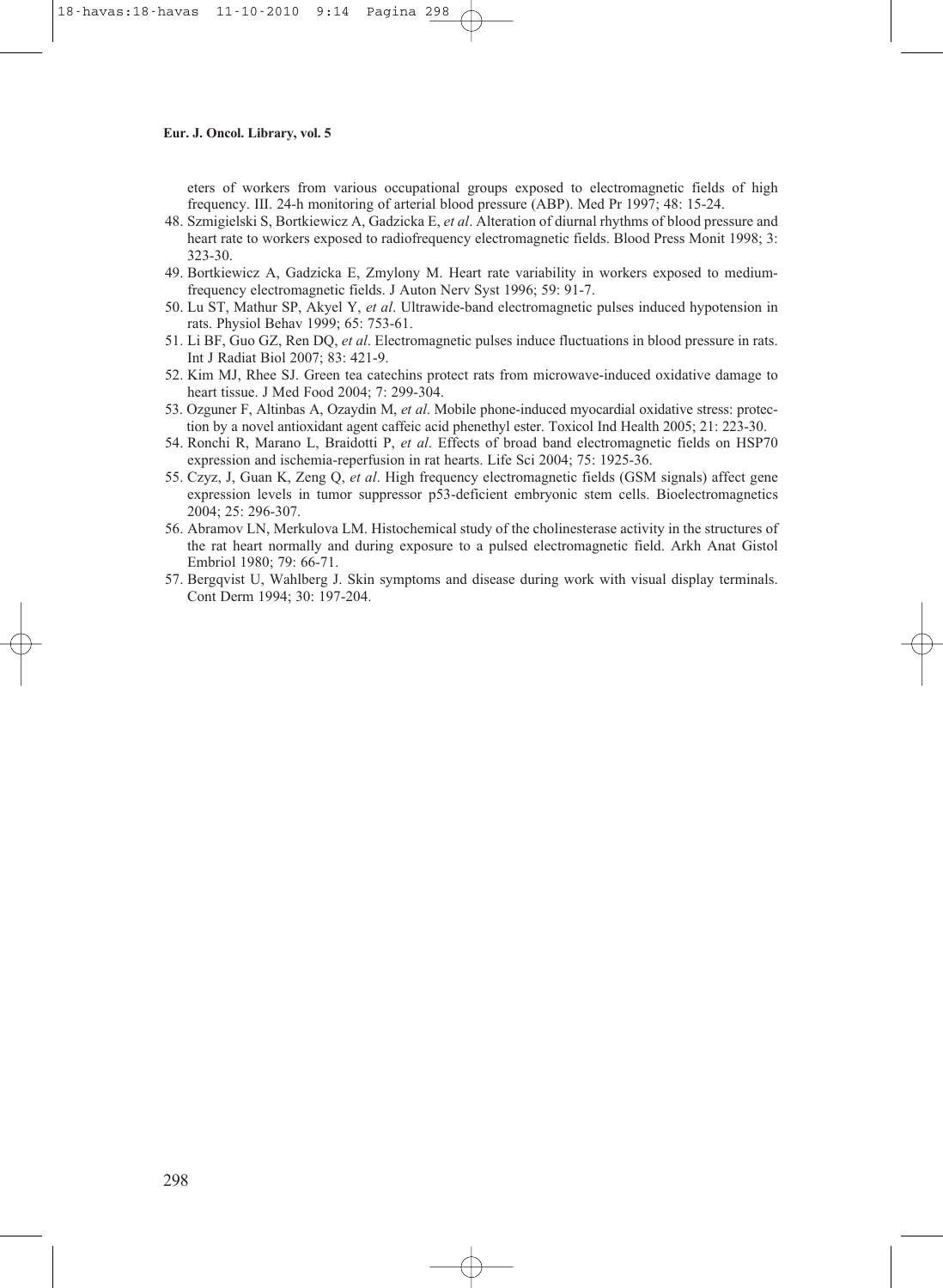eters of workers from various occupational groups exposed to electromagnetic fields of high frequency. III. 24-h monitoring of arterial blood pressure (ABP). Med Pr 1997; 48: 15-24.

48. Szmigielski S, Bortkiewicz A, Gadzicka E, *et al*. Alteration of diurnal rhythms of blood pressure and heart rate to workers exposed to radiofrequency electromagnetic fields. Blood Press Monit 1998; 3: 323-30.
49. Bortkiewicz A, Gadzicka E, Zmylony M. Heart rate variability in workers exposed to medium-frequency electromagnetic fields. J Auton Nerv Syst 1996; 59: 91-7.
50. Lu ST, Mathur SP, Akyel Y, *et al*. Ultrawide-band electromagnetic pulses induced hypotension in rats. Physiol Behav 1999; 65: 753-61.
51. Li BF, Guo GZ, Ren DQ, *et al*. Electromagnetic pulses induce fluctuations in blood pressure in rats. Int J Radiat Biol 2007; 83: 421-9.
52. Kim MJ, Rhee SJ. Green tea catechins protect rats from microwave-induced oxidative damage to heart tissue. J Med Food 2004; 7: 299-304.
53. Ozguner F, Altinbas A, Ozaydin M, *et al*. Mobile phone-induced myocardial oxidative stress: protection by a novel antioxidant agent caffeic acid phenethyl ester. Toxicol Ind Health 2005; 21: 223-30.
54. Ronchi R, Marano L, Braidotti P, *et al*. Effects of broad band electromagnetic fields on HSP70 expression and ischemia-reperfusion in rat hearts. Life Sci 2004; 75: 1925-36.
55. Czyz, J, Guan K, Zeng Q, *et al*. High frequency electromagnetic fields (GSM signals) affect gene expression levels in tumor suppressor p53-deficient embryonic stem cells. Bioelectromagnetics 2004; 25: 296-307.
56. Abramov LN, Merkulova LM. Histochemical study of the cholinesterase activity in the structures of the rat heart normally and during exposure to a pulsed electromagnetic field. Arkh Anat Gistol Embriol 1980; 79: 66-71.
57. Bergqvist U, Wahlberg J. Skin symptoms and disease during work with visual display terminals. Cont Derm 1994; 30: 197-204.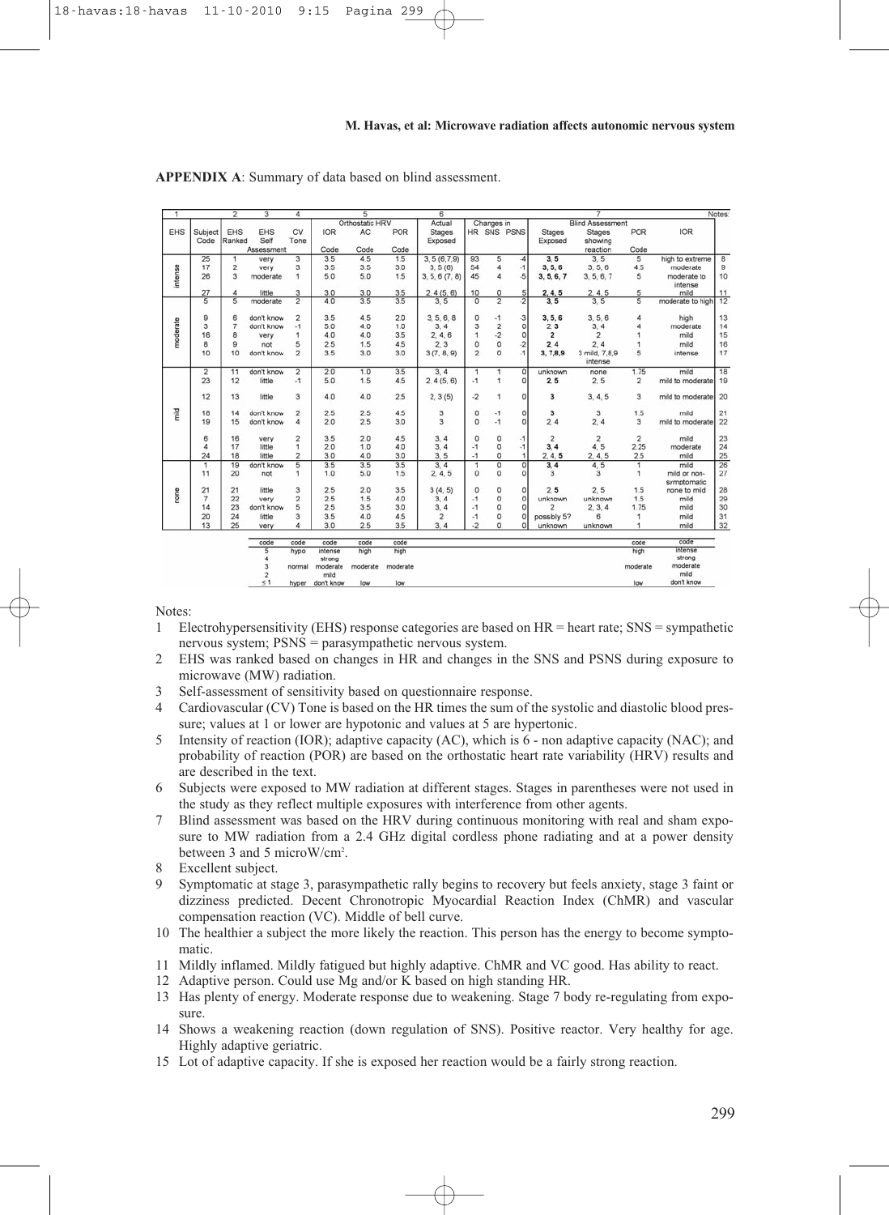**APPENDIX A**: Summary of data based on blind assessment.

| 1 | | 2 | 3 | 4 | 5 | | | 6 | | | | 7 | | | | Notes: |
|---|---|---|---|---|---|---|---|---|---|---|---|---|---|---|---|---|
| | | | | | Orthostatic HRV | | | Actual | Changes in | | | Blind Assessment | | | | |
| EHS | Subject Code | EHS Ranked | EHS Self Assessment | CV Tone | IOR Code | AC Code | POR Code | Stages Exposed | HR | SNS | PSNS | Stages Exposed | Stages showing reaction | POR Code | IOR | |
| intense | 25 | 1 | very | 3 | 3.5 | 4.5 | 1.5 | 3, 5 (6,7,9) | 93 | 5 | -4 | **3, 5** | 3, 5 | 5 | high to extreme | 8 |
| | 17 | 2 | very | 3 | 3.5 | 3.5 | 3.0 | 3, 5 (6) | 54 | 4 | -1 | **3, 5, 6** | 3, 5, 6 | 4.5 | moderate | 9 |
| | 26 | 3 | moderate | 1 | 5.0 | 5.0 | 1.5 | 3, 5, 6 (7, 8) | 45 | 4 | -5 | **3, 5, 6, 7** | 3, 5, 6, 7 | 5 | moderate to intense | 10 |
| | 27 | 4 | little | 3 | 3.0 | 3.0 | 3.5 | 2 4 (5, 6) | 10 | 0 | 5 | **2, 4, 5** | 2, 4, 5 | 5 | mild | 11 |
| moderate | 5 | 5 | moderate | 2 | 4.0 | 3.5 | 3.5 | 3, 5 | 0 | 2 | -2 | **3, 5** | 3, 5 | 5 | moderate to high | 12 |
| | 9 | 6 | don't know | 2 | 3.5 | 4.5 | 2.0 | 3, 5, 6, 8 | 0 | -1 | -3 | **3, 5, 6** | 3, 5, 6 | 4 | high | 13 |
| | 3 | 7 | don't know | -1 | 5.0 | 4.0 | 1.0 | 3, 4 | 3 | 2 | 0 | 2 **3** | 3, 4 | 4 | moderate | 14 |
| | 16 | 8 | very | 1 | 4.0 | 4.0 | 3.5 | 2, 4, 6 | 1 | -2 | 0 | **2** | 2 | 1 | mild | 15 |
| | 8 | 9 | not | 5 | 2.5 | 1.5 | 4.5 | 2, 3 | 0 | 0 | -2 | **2** 4 | 2, 4 | 1 | mild | 16 |
| | 10 | 10 | don't know | 2 | 3.5 | 3.0 | 3.0 | 3 (7, 8, 9) | 2 | 0 | -1 | **3, 7,8,9** | 3 mild, 7,8,9 intense | 5 | intense | 17 |
| mild | 2 | 11 | don't know | 2 | 2.0 | 1.0 | 3.5 | 3, 4 | 1 | 1 | 0 | unknown | none | 1.75 | mild | 18 |
| | 23 | 12 | little | -1 | 5.0 | 1.5 | 4.5 | 2 4 (5, 6) | -1 | 1 | 0 | **2 5** | 2, 5 | 2 | mild to moderate | 19 |
| | 12 | 13 | little | 3 | 4.0 | 4.0 | 2.5 | 2, 3 (5) | -2 | 1 | 0 | **3** | 3, 4, 5 | 3 | mild to moderate | 20 |
| | 18 | 14 | don't know | 2 | 2.5 | 2.5 | 4.5 | 3 | 0 | -1 | 0 | **3** | 3 | 1.5 | mild | 21 |
| | 19 | 15 | don't know | 4 | 2.0 | 2.5 | 3.0 | 3 | 0 | -1 | 0 | 2, 4 | 2, 4 | 3 | mild to moderate | 22 |
| | 6 | 16 | very | 2 | 3.5 | 2.0 | 4.5 | 3, 4 | 0 | 0 | -1 | 2 | 2 | 2 | mild | 23 |
| | 4 | 17 | little | 1 | 2.0 | 1.0 | 4.0 | 3, 4 | -1 | 0 | -1 | **3, 4** | 4, 5 | 2.25 | moderate | 24 |
| | 24 | 18 | little | 2 | 3.0 | 4.0 | 3.0 | 3, 5 | -1 | 0 | 1 | 2, 4, **5** | 2, 4, 5 | 2.5 | mild | 25 |
| none | 1 | 19 | don't know | 5 | 3.5 | 3.5 | 3.5 | 3, 4 | 1 | 0 | 0 | **3, 4** | 4, 5 | 1 | mild | 26 |
| | 11 | 20 | not | 1 | 1.0 | 5.0 | 1.5 | 2, 4, 5 | 0 | 0 | 0 | 3 | 3 | 1 | mild or non-symptomatic | 27 |
| | 21 | 21 | little | 3 | 2.5 | 2.0 | 3.5 | 3 (4, 5) | 0 | 0 | 0 | 2 **5** | 2, 5 | 1.5 | none to mild | 28 |
| | 7 | 22 | very | 2 | 2.5 | 1.5 | 4.0 | 3, 4 | -1 | 0 | 0 | unknown | unknown | 1.5 | mild | 29 |
| | 14 | 23 | don't know | 5 | 2.5 | 3.5 | 3.0 | 3, 4 | -1 | 0 | 0 | 2 | 2, 3, 4 | 1.75 | mild | 30 |
| | 20 | 24 | little | 3 | 3.5 | 4.0 | 4.5 | 2 | -1 | 0 | 0 | possibly 5? | 6 | 1 | mild | 31 |
| | 13 | 25 | very | 4 | 3.0 | 2.5 | 3.5 | 3, 4 | -2 | 0 | 0 | unknown | unknown | 1 | mild | 32 |

| code | code | code | code | code | code | code |
|---|---|---|---|---|---|---|
| 5 | hypo | intense | high | high | high | intense |
| 4 | | strong | | | | strong |
| 3 | normal | moderate | moderate | moderate | moderate | moderate |
| 2 | | mild | | | | mild |
| ≤ 1 | hyper | don't know | low | low | low | don't know |

Notes:

1. Electrohypersensitivity (EHS) response categories are based on HR = heart rate; SNS = sympathetic nervous system; PSNS = parasympathetic nervous system.
2. EHS was ranked based on changes in HR and changes in the SNS and PSNS during exposure to microwave (MW) radiation.
3. Self-assessment of sensitivity based on questionnaire response.
4. Cardiovascular (CV) Tone is based on the HR times the sum of the systolic and diastolic blood pressure; values at 1 or lower are hypotonic and values at 5 are hypertonic.
5. Intensity of reaction (IOR); adaptive capacity (AC), which is 6 - non adaptive capacity (NAC); and probability of reaction (POR) are based on the orthostatic heart rate variability (HRV) results and are described in the text.
6. Subjects were exposed to MW radiation at different stages. Stages in parentheses were not used in the study as they reflect multiple exposures with interference from other agents.
7. Blind assessment was based on the HRV during continuous monitoring with real and sham exposure to MW radiation from a 2.4 GHz digital cordless phone radiating and at a power density between 3 and 5 microW/cm$^2$.
8. Excellent subject.
9. Symptomatic at stage 3, parasympathetic rally begins to recovery but feels anxiety, stage 3 faint or dizziness predicted. Decent Chronotropic Myocardial Reaction Index (ChMR) and vascular compensation reaction (VC). Middle of bell curve.
10. The healthier a subject the more likely the reaction. This person has the energy to become symptomatic.
11. Mildly inflamed. Mildly fatigued but highly adaptive. ChMR and VC good. Has ability to react.
12. Adaptive person. Could use Mg and/or K based on high standing HR.
13. Has plenty of energy. Moderate response due to weakening. Stage 7 body re-regulating from exposure.
14. Shows a weakening reaction (down regulation of SNS). Positive reactor. Very healthy for age. Highly adaptive geriatric.
15. Lot of adaptive capacity. If she is exposed her reaction would be a fairly strong reaction.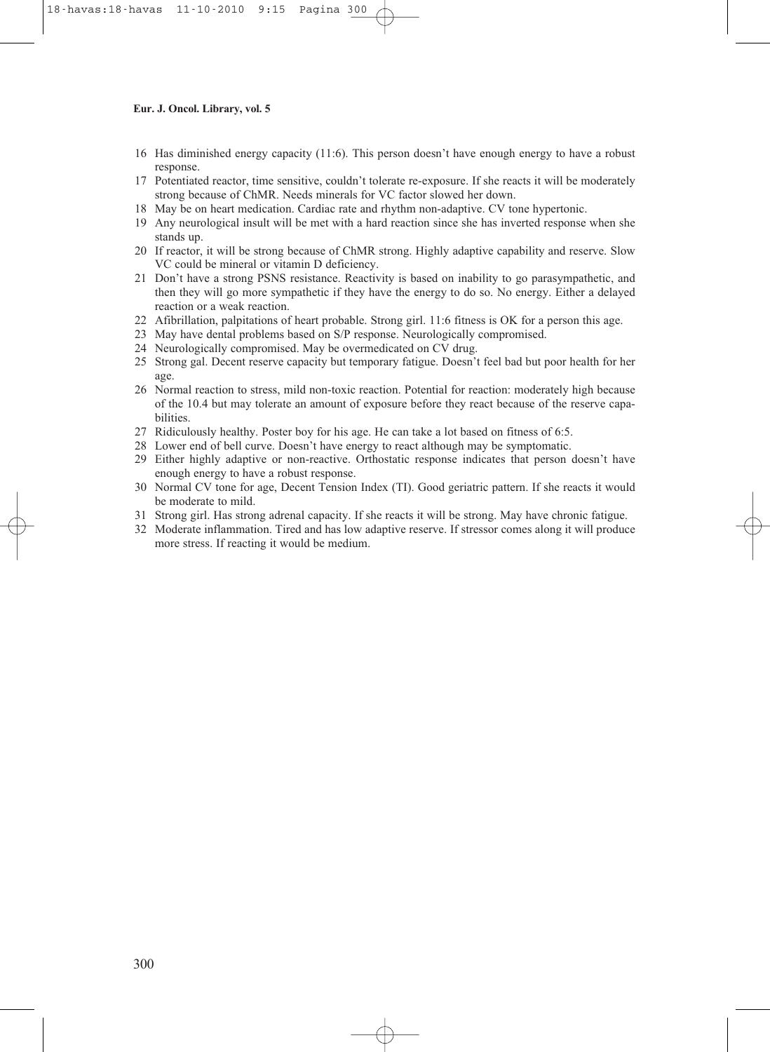16 Has diminished energy capacity (11:6). This person doesn't have enough energy to have a robust response.
17 Potentiated reactor, time sensitive, couldn't tolerate re-exposure. If she reacts it will be moderately strong because of ChMR. Needs minerals for VC factor slowed her down.
18 May be on heart medication. Cardiac rate and rhythm non-adaptive. CV tone hypertonic.
19 Any neurological insult will be met with a hard reaction since she has inverted response when she stands up.
20 If reactor, it will be strong because of ChMR strong. Highly adaptive capability and reserve. Slow VC could be mineral or vitamin D deficiency.
21 Don't have a strong PSNS resistance. Reactivity is based on inability to go parasympathetic, and then they will go more sympathetic if they have the energy to do so. No energy. Either a delayed reaction or a weak reaction.
22 Afibrillation, palpitations of heart probable. Strong girl. 11:6 fitness is OK for a person this age.
23 May have dental problems based on S/P response. Neurologically compromised.
24 Neurologically compromised. May be overmedicated on CV drug.
25 Strong gal. Decent reserve capacity but temporary fatigue. Doesn't feel bad but poor health for her age.
26 Normal reaction to stress, mild non-toxic reaction. Potential for reaction: moderately high because of the 10.4 but may tolerate an amount of exposure before they react because of the reserve capabilities.
27 Ridiculously healthy. Poster boy for his age. He can take a lot based on fitness of 6:5.
28 Lower end of bell curve. Doesn't have energy to react although may be symptomatic.
29 Either highly adaptive or non-reactive. Orthostatic response indicates that person doesn't have enough energy to have a robust response.
30 Normal CV tone for age, Decent Tension Index (TI). Good geriatric pattern. If she reacts it would be moderate to mild.
31 Strong girl. Has strong adrenal capacity. If she reacts it will be strong. May have chronic fatigue.
32 Moderate inflammation. Tired and has low adaptive reserve. If stressor comes along it will produce more stress. If reacting it would be medium.